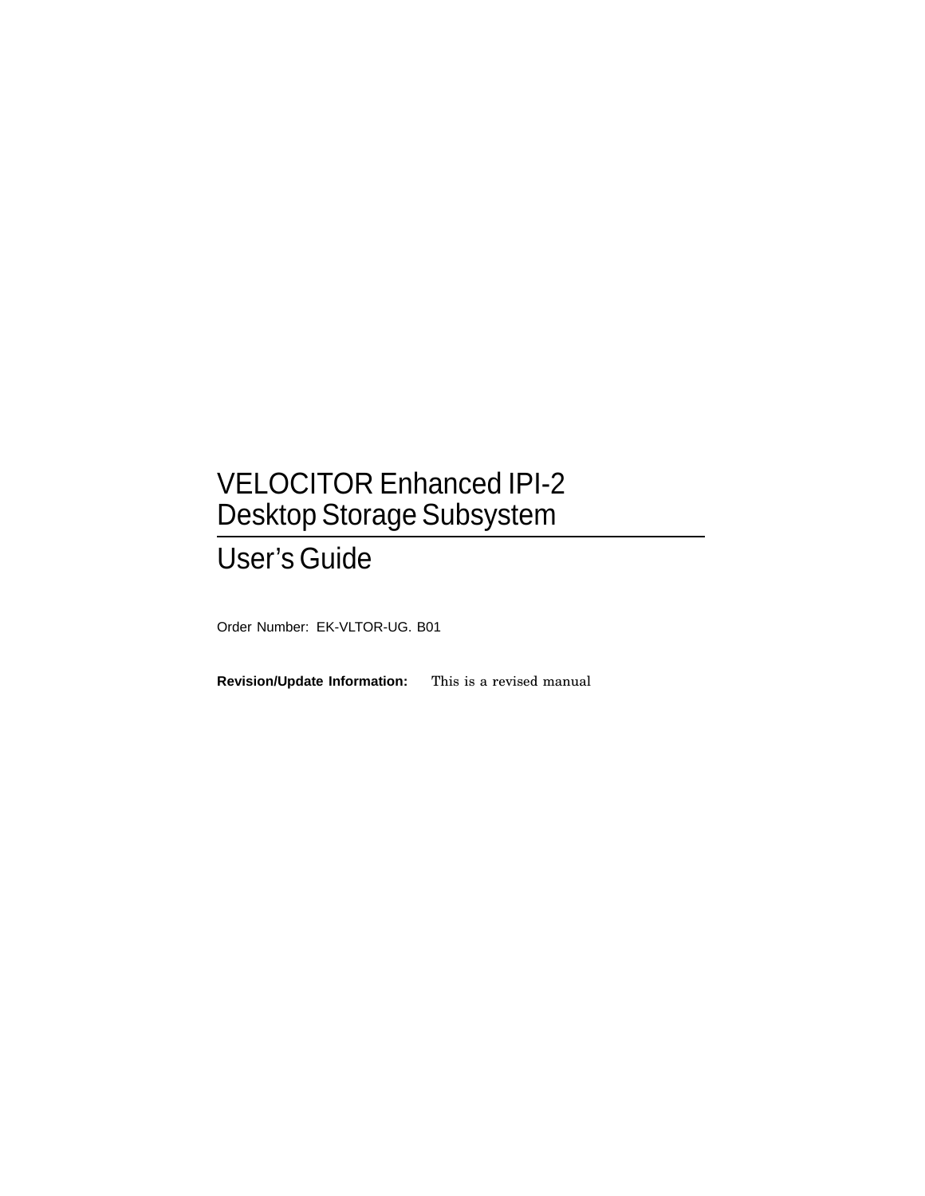# VELOCITOR Enhanced IPI-2 Desktop Storage Subsystem

## User’s Guide

Order Number: EK-VLTOR-UG. B01

**Revision/Update Information:** This is a revised manual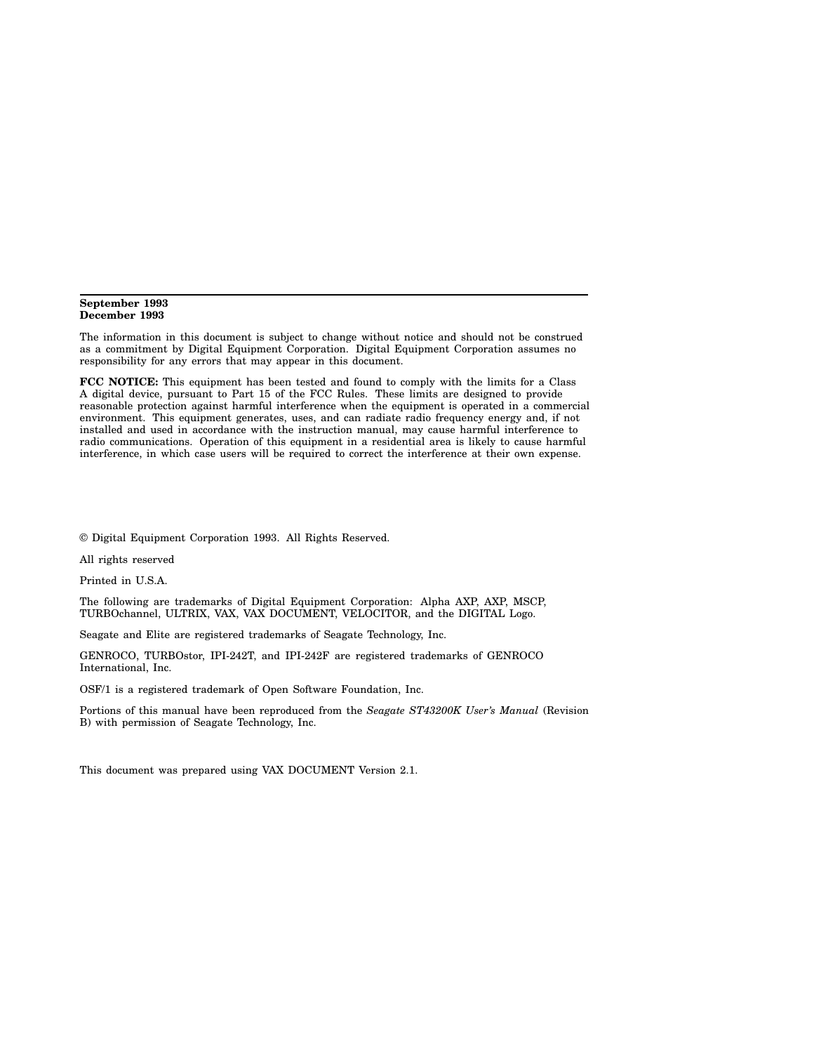**September 1993**
**December 1993**

The information in this document is subject to change without notice and should not be construed as a commitment by Digital Equipment Corporation. Digital Equipment Corporation assumes no responsibility for any errors that may appear in this document.

**FCC NOTICE:** This equipment has been tested and found to comply with the limits for a Class A digital device, pursuant to Part 15 of the FCC Rules. These limits are designed to provide reasonable protection against harmful interference when the equipment is operated in a commercial environment. This equipment generates, uses, and can radiate radio frequency energy and, if not installed and used in accordance with the instruction manual, may cause harmful interference to radio communications. Operation of this equipment in a residential area is likely to cause harmful interference, in which case users will be required to correct the interference at their own expense.

© Digital Equipment Corporation 1993. All Rights Reserved.

All rights reserved

Printed in U.S.A.

The following are trademarks of Digital Equipment Corporation: Alpha AXP, AXP, MSCP, TURBOchannel, ULTRIX, VAX, VAX DOCUMENT, VELOCITOR, and the DIGITAL Logo.

Seagate and Elite are registered trademarks of Seagate Technology, Inc.

GENROCO, TURBOstor, IPI-242T, and IPI-242F are registered trademarks of GENROCO International, Inc.

OSF/1 is a registered trademark of Open Software Foundation, Inc.

Portions of this manual have been reproduced from the *Seagate ST43200K User's Manual* (Revision B) with permission of Seagate Technology, Inc.

This document was prepared using VAX DOCUMENT Version 2.1.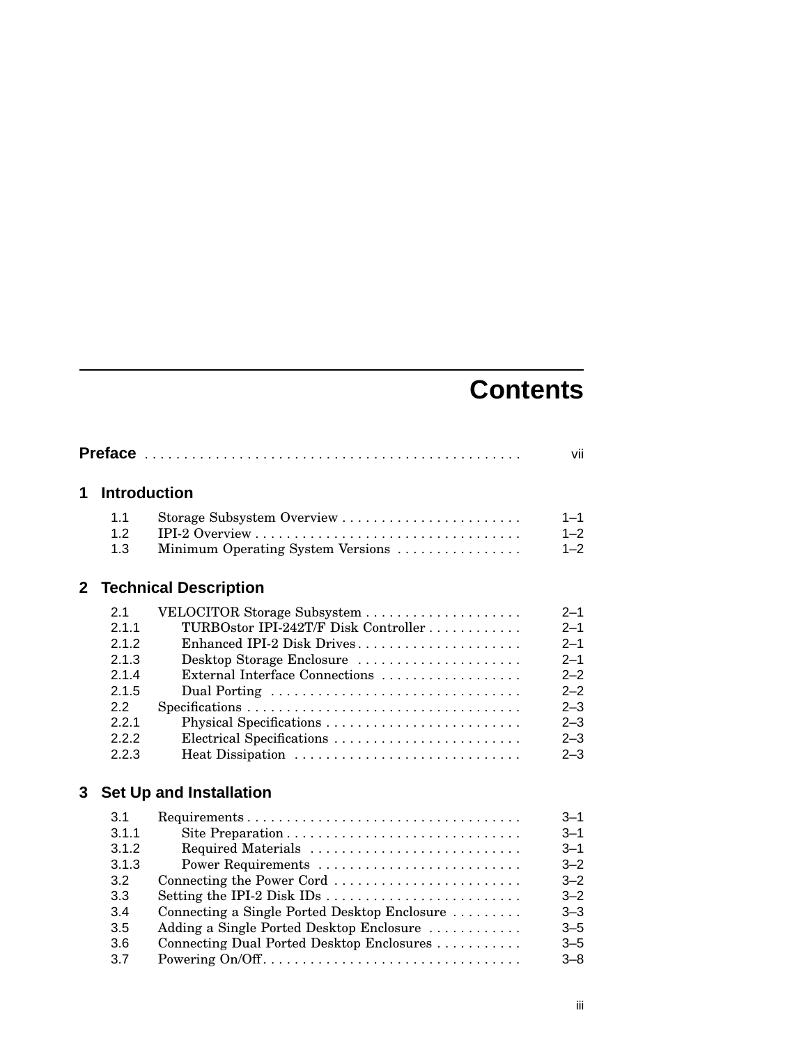# Contents

**Preface** . . . . . . . . . . . . . . . . . . . . . . . . . . . . . . . . . . . . . . . . . . . . . . vii

## 1 Introduction

| | | |
|---|---|---|
| 1.1 | Storage Subsystem Overview | 1–1 |
| 1.2 | IPI-2 Overview | 1–2 |
| 1.3 | Minimum Operating System Versions | 1–2 |

## 2 Technical Description

| | | |
|---|---|---|
| 2.1 | VELOCITOR Storage Subsystem | 2–1 |
| 2.1.1 | TURBOstor IPI-242T/F Disk Controller | 2–1 |
| 2.1.2 | Enhanced IPI-2 Disk Drives | 2–1 |
| 2.1.3 | Desktop Storage Enclosure | 2–1 |
| 2.1.4 | External Interface Connections | 2–2 |
| 2.1.5 | Dual Porting | 2–2 |
| 2.2 | Specifications | 2–3 |
| 2.2.1 | Physical Specifications | 2–3 |
| 2.2.2 | Electrical Specifications | 2–3 |
| 2.2.3 | Heat Dissipation | 2–3 |

## 3 Set Up and Installation

| | | |
|---|---|---|
| 3.1 | Requirements | 3–1 |
| 3.1.1 | Site Preparation | 3–1 |
| 3.1.2 | Required Materials | 3–1 |
| 3.1.3 | Power Requirements | 3–2 |
| 3.2 | Connecting the Power Cord | 3–2 |
| 3.3 | Setting the IPI-2 Disk IDs | 3–2 |
| 3.4 | Connecting a Single Ported Desktop Enclosure | 3–3 |
| 3.5 | Adding a Single Ported Desktop Enclosure | 3–5 |
| 3.6 | Connecting Dual Ported Desktop Enclosures | 3–5 |
| 3.7 | Powering On/Off | 3–8 |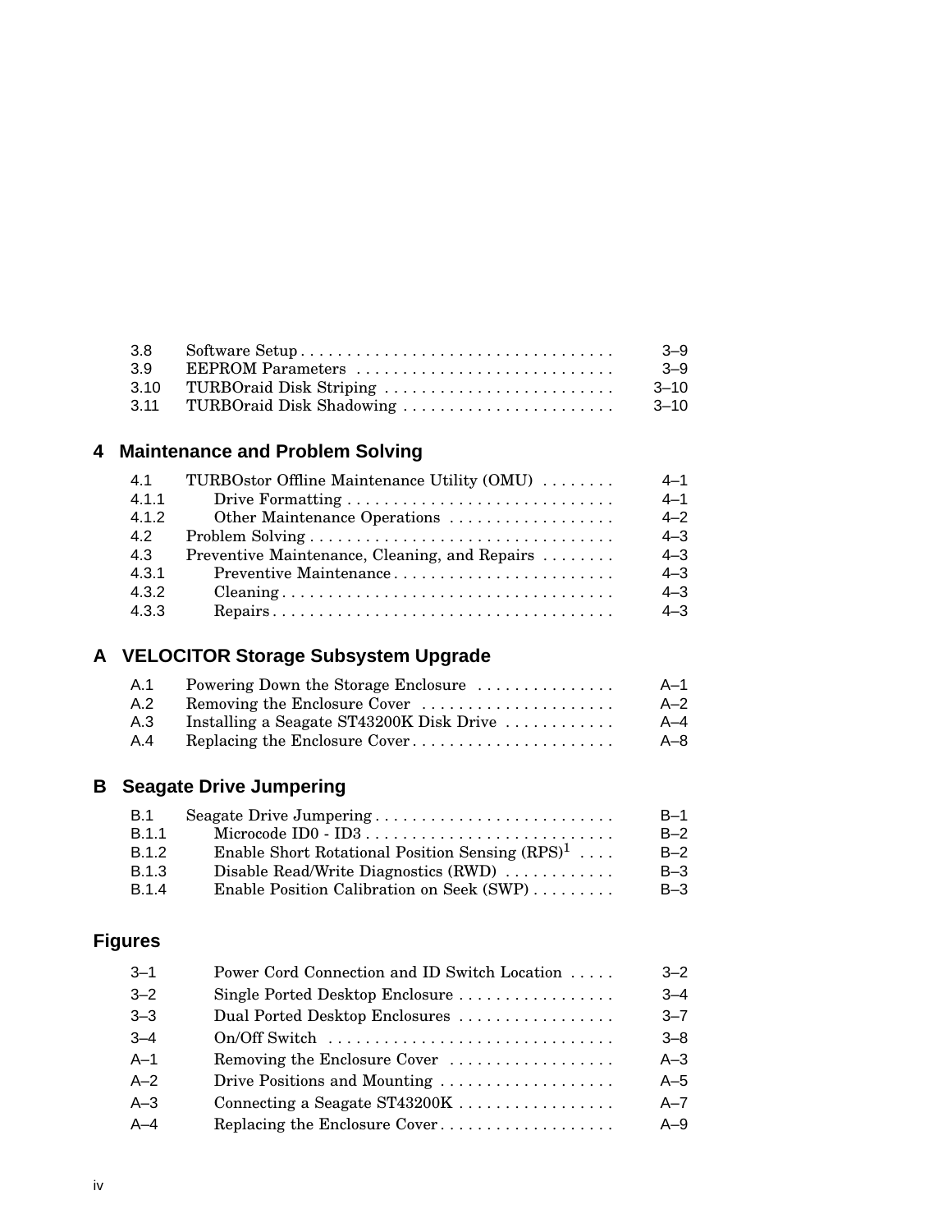| | | |
|---|---|---|
| 3.8 | Software Setup | 3–9 |
| 3.9 | EEPROM Parameters | 3–9 |
| 3.10 | TURBOraid Disk Striping | 3–10 |
| 3.11 | TURBOraid Disk Shadowing | 3–10 |

## 4 Maintenance and Problem Solving

| | | |
|---|---|---|
| 4.1 | TURBOstor Offline Maintenance Utility (OMU) | 4–1 |
| 4.1.1 | Drive Formatting | 4–1 |
| 4.1.2 | Other Maintenance Operations | 4–2 |
| 4.2 | Problem Solving | 4–3 |
| 4.3 | Preventive Maintenance, Cleaning, and Repairs | 4–3 |
| 4.3.1 | Preventive Maintenance | 4–3 |
| 4.3.2 | Cleaning | 4–3 |
| 4.3.3 | Repairs | 4–3 |

## A VELOCITOR Storage Subsystem Upgrade

| | | |
|---|---|---|
| A.1 | Powering Down the Storage Enclosure | A–1 |
| A.2 | Removing the Enclosure Cover | A–2 |
| A.3 | Installing a Seagate ST43200K Disk Drive | A–4 |
| A.4 | Replacing the Enclosure Cover | A–8 |

## B Seagate Drive Jumpering

| | | |
|---|---|---|
| B.1 | Seagate Drive Jumpering | B–1 |
| B.1.1 | Microcode ID0 - ID3 | B–2 |
| B.1.2 | Enable Short Rotational Position Sensing (RPS)[1] | B–2 |
| B.1.3 | Disable Read/Write Diagnostics (RWD) | B–3 |
| B.1.4 | Enable Position Calibration on Seek (SWP) | B–3 |

## Figures

| | | |
|---|---|---|
| 3–1 | Power Cord Connection and ID Switch Location | 3–2 |
| 3–2 | Single Ported Desktop Enclosure | 3–4 |
| 3–3 | Dual Ported Desktop Enclosures | 3–7 |
| 3–4 | On/Off Switch | 3–8 |
| A–1 | Removing the Enclosure Cover | A–3 |
| A–2 | Drive Positions and Mounting | A–5 |
| A–3 | Connecting a Seagate ST43200K | A–7 |
| A–4 | Replacing the Enclosure Cover | A–9 |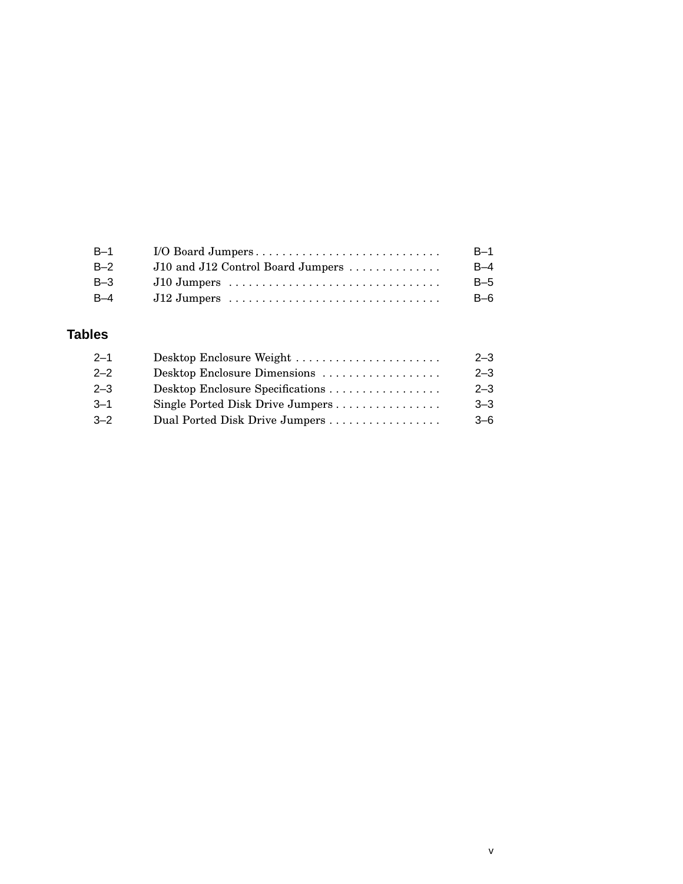| | | |
|---|---|---|
| B–1 | I/O Board Jumpers | B–1 |
| B–2 | J10 and J12 Control Board Jumpers | B–4 |
| B–3 | J10 Jumpers | B–5 |
| B–4 | J12 Jumpers | B–6 |

## Tables

| | | |
|---|---|---|
| 2–1 | Desktop Enclosure Weight | 2–3 |
| 2–2 | Desktop Enclosure Dimensions | 2–3 |
| 2–3 | Desktop Enclosure Specifications | 2–3 |
| 3–1 | Single Ported Disk Drive Jumpers | 3–3 |
| 3–2 | Dual Ported Disk Drive Jumpers | 3–6 |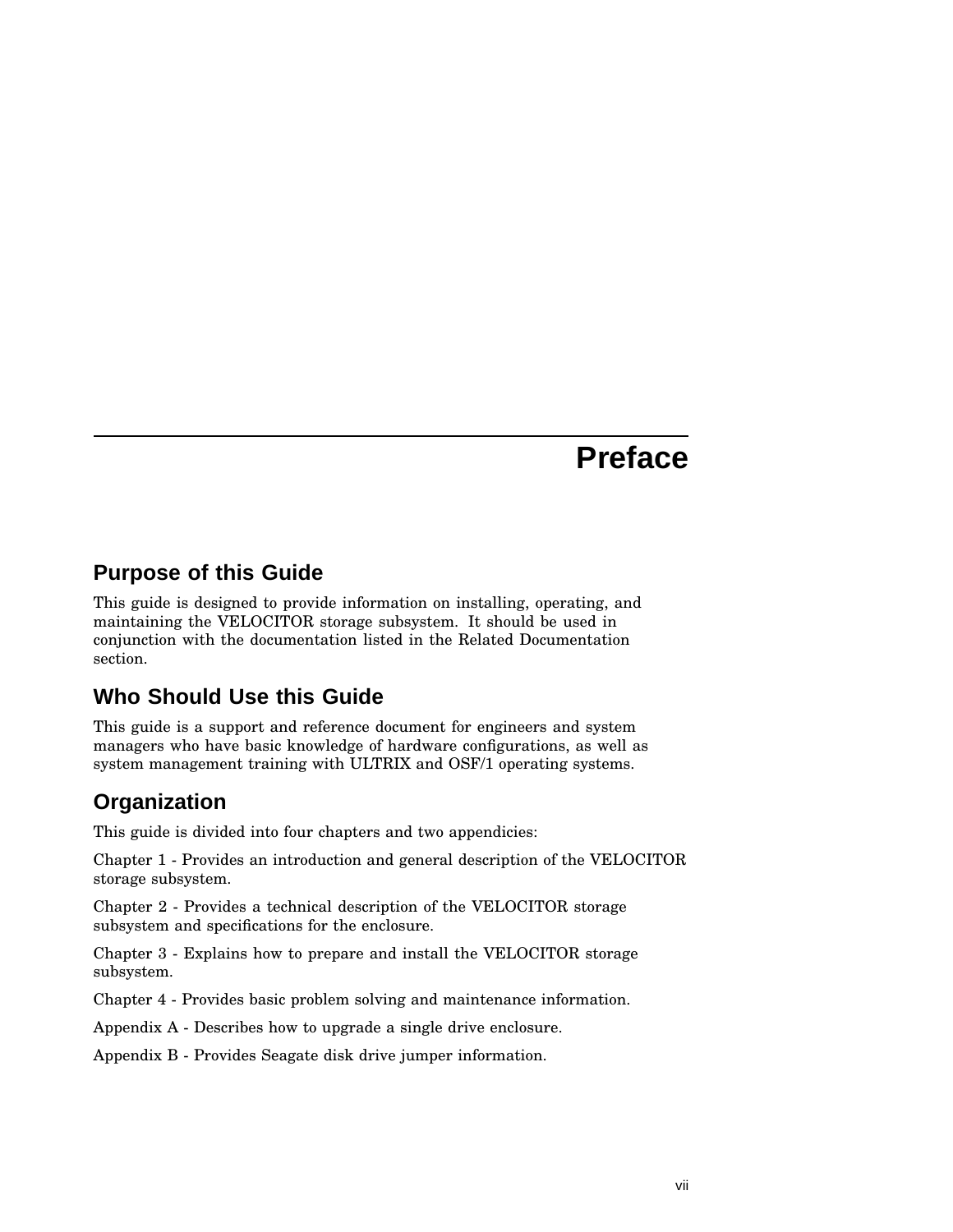# Preface

## Purpose of this Guide

This guide is designed to provide information on installing, operating, and maintaining the VELOCITOR storage subsystem. It should be used in conjunction with the documentation listed in the Related Documentation section.

## Who Should Use this Guide

This guide is a support and reference document for engineers and system managers who have basic knowledge of hardware configurations, as well as system management training with ULTRIX and OSF/1 operating systems.

## Organization

This guide is divided into four chapters and two appendicies:

Chapter 1 - Provides an introduction and general description of the VELOCITOR storage subsystem.

Chapter 2 - Provides a technical description of the VELOCITOR storage subsystem and specifications for the enclosure.

Chapter 3 - Explains how to prepare and install the VELOCITOR storage subsystem.

Chapter 4 - Provides basic problem solving and maintenance information.

Appendix A - Describes how to upgrade a single drive enclosure.

Appendix B - Provides Seagate disk drive jumper information.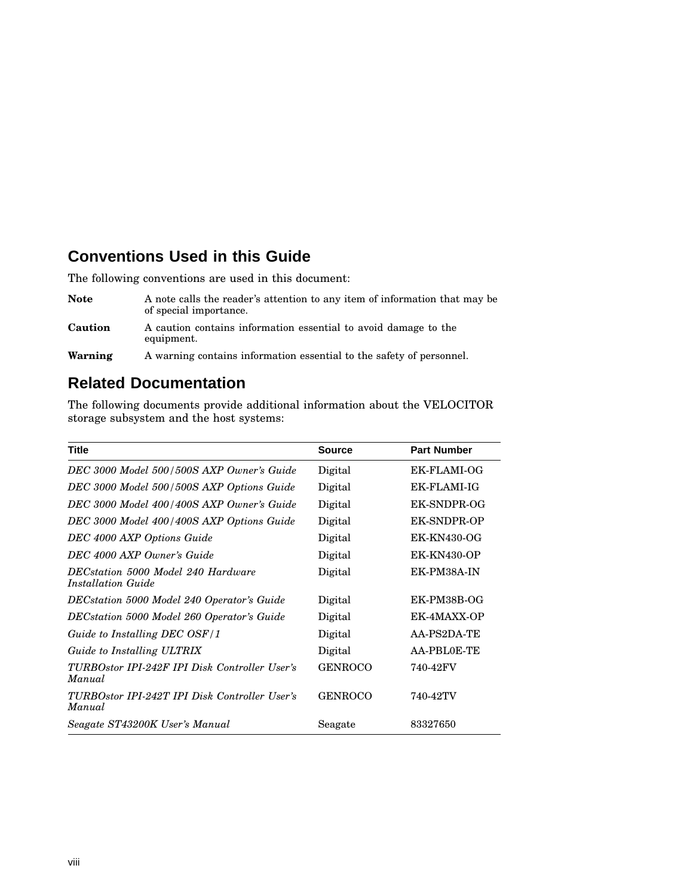## Conventions Used in this Guide

The following conventions are used in this document:

| | |
|---|---|
| **Note** | A note calls the reader's attention to any item of information that may be of special importance. |
| **Caution** | A caution contains information essential to avoid damage to the equipment. |
| **Warning** | A warning contains information essential to the safety of personnel. |

## Related Documentation

The following documents provide additional information about the VELOCITOR storage subsystem and the host systems:

| Title | Source | Part Number |
|---|---|---|
| *DEC 3000 Model 500/500S AXP Owner's Guide* | Digital | EK-FLAMI-OG |
| *DEC 3000 Model 500/500S AXP Options Guide* | Digital | EK-FLAMI-IG |
| *DEC 3000 Model 400/400S AXP Owner's Guide* | Digital | EK-SNDPR-OG |
| *DEC 3000 Model 400/400S AXP Options Guide* | Digital | EK-SNDPR-OP |
| *DEC 4000 AXP Options Guide* | Digital | EK-KN430-OG |
| *DEC 4000 AXP Owner's Guide* | Digital | EK-KN430-OP |
| *DECstation 5000 Model 240 Hardware Installation Guide* | Digital | EK-PM38A-IN |
| *DECstation 5000 Model 240 Operator's Guide* | Digital | EK-PM38B-OG |
| *DECstation 5000 Model 260 Operator's Guide* | Digital | EK-4MAXX-OP |
| *Guide to Installing DEC OSF/1* | Digital | AA-PS2DA-TE |
| *Guide to Installing ULTRIX* | Digital | AA-PBL0E-TE |
| *TURBOstor IPI-242F IPI Disk Controller User's Manual* | GENROCO | 740-42FV |
| *TURBOstor IPI-242T IPI Disk Controller User's Manual* | GENROCO | 740-42TV |
| *Seagate ST43200K User's Manual* | Seagate | 83327650 |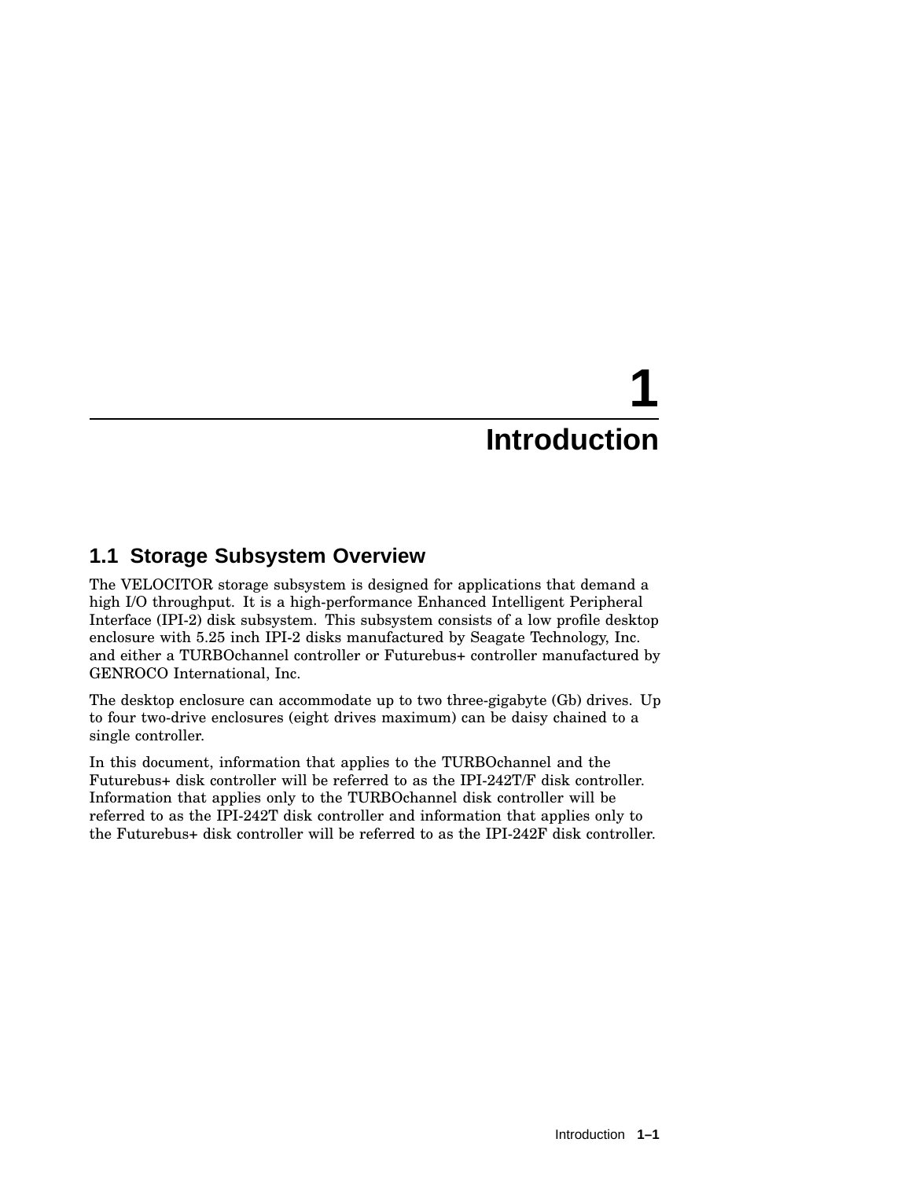# 1 Introduction

## 1.1 Storage Subsystem Overview

The VELOCITOR storage subsystem is designed for applications that demand a high I/O throughput. It is a high-performance Enhanced Intelligent Peripheral Interface (IPI-2) disk subsystem. This subsystem consists of a low profile desktop enclosure with 5.25 inch IPI-2 disks manufactured by Seagate Technology, Inc. and either a TURBOchannel controller or Futurebus+ controller manufactured by GENROCO International, Inc.

The desktop enclosure can accommodate up to two three-gigabyte (Gb) drives. Up to four two-drive enclosures (eight drives maximum) can be daisy chained to a single controller.

In this document, information that applies to the TURBOchannel and the Futurebus+ disk controller will be referred to as the IPI-242T/F disk controller. Information that applies only to the TURBOchannel disk controller will be referred to as the IPI-242T disk controller and information that applies only to the Futurebus+ disk controller will be referred to as the IPI-242F disk controller.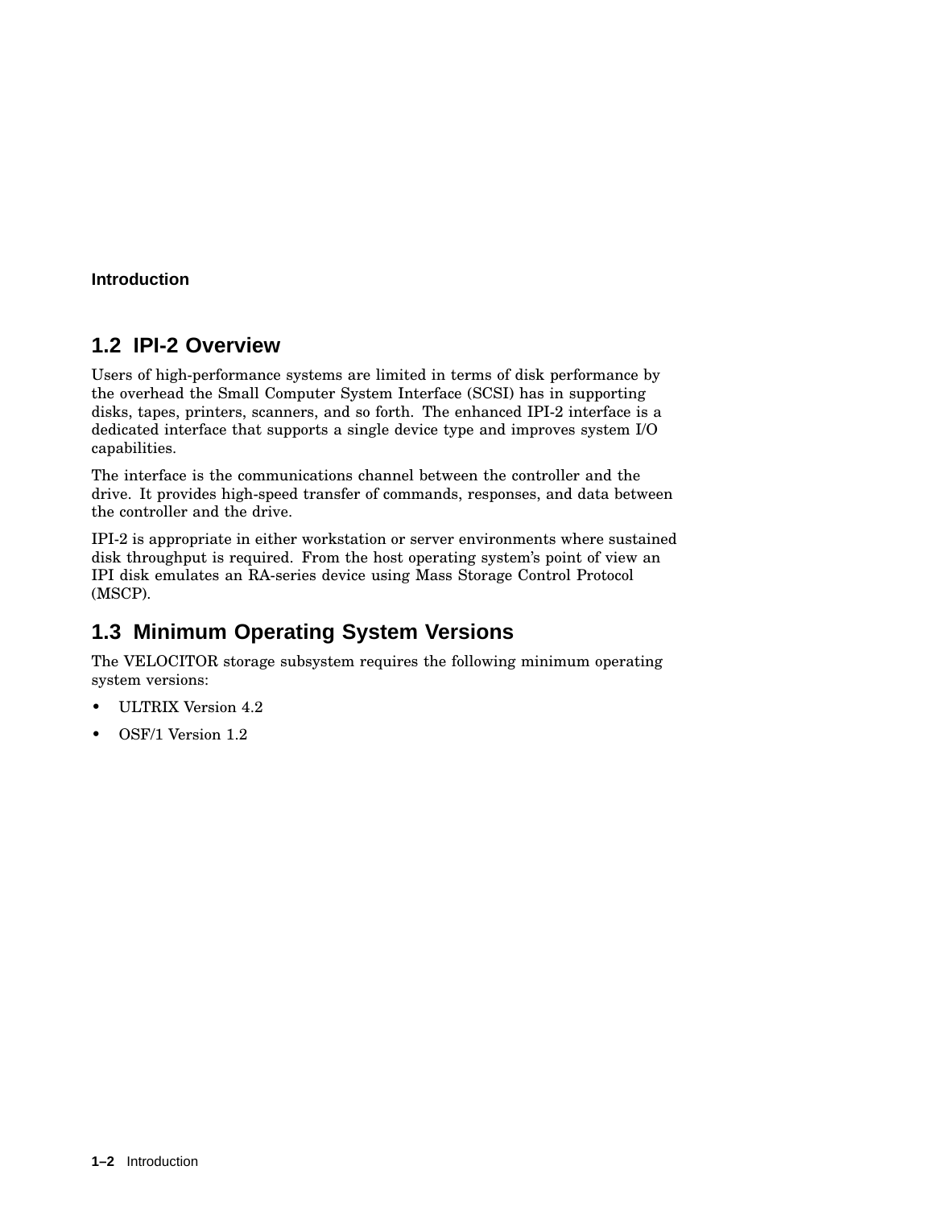## 1.2 IPI-2 Overview

Users of high-performance systems are limited in terms of disk performance by the overhead the Small Computer System Interface (SCSI) has in supporting disks, tapes, printers, scanners, and so forth. The enhanced IPI-2 interface is a dedicated interface that supports a single device type and improves system I/O capabilities.

The interface is the communications channel between the controller and the drive. It provides high-speed transfer of commands, responses, and data between the controller and the drive.

IPI-2 is appropriate in either workstation or server environments where sustained disk throughput is required. From the host operating system's point of view an IPI disk emulates an RA-series device using Mass Storage Control Protocol (MSCP).

## 1.3 Minimum Operating System Versions

The VELOCITOR storage subsystem requires the following minimum operating system versions:

- ULTRIX Version 4.2
- OSF/1 Version 1.2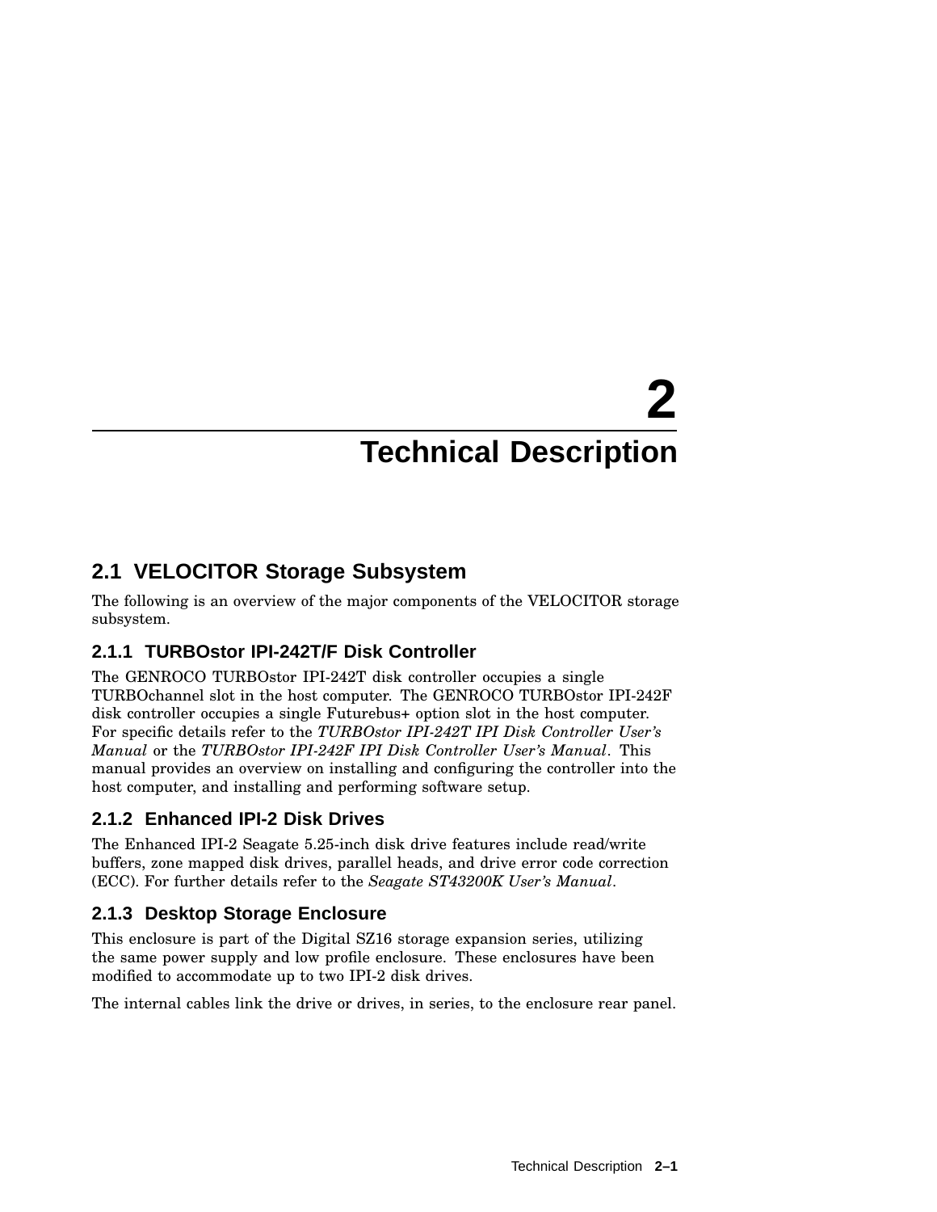# 2 Technical Description

## 2.1 VELOCITOR Storage Subsystem

The following is an overview of the major components of the VELOCITOR storage subsystem.

### 2.1.1 TURBOstor IPI-242T/F Disk Controller

The GENROCO TURBOstor IPI-242T disk controller occupies a single TURBOchannel slot in the host computer. The GENROCO TURBOstor IPI-242F disk controller occupies a single Futurebus+ option slot in the host computer. For specific details refer to the *TURBOstor IPI-242T IPI Disk Controller User's Manual* or the *TURBOstor IPI-242F IPI Disk Controller User's Manual*. This manual provides an overview on installing and configuring the controller into the host computer, and installing and performing software setup.

### 2.1.2 Enhanced IPI-2 Disk Drives

The Enhanced IPI-2 Seagate 5.25-inch disk drive features include read/write buffers, zone mapped disk drives, parallel heads, and drive error code correction (ECC). For further details refer to the *Seagate ST43200K User's Manual*.

### 2.1.3 Desktop Storage Enclosure

This enclosure is part of the Digital SZ16 storage expansion series, utilizing the same power supply and low profile enclosure. These enclosures have been modified to accommodate up to two IPI-2 disk drives.

The internal cables link the drive or drives, in series, to the enclosure rear panel.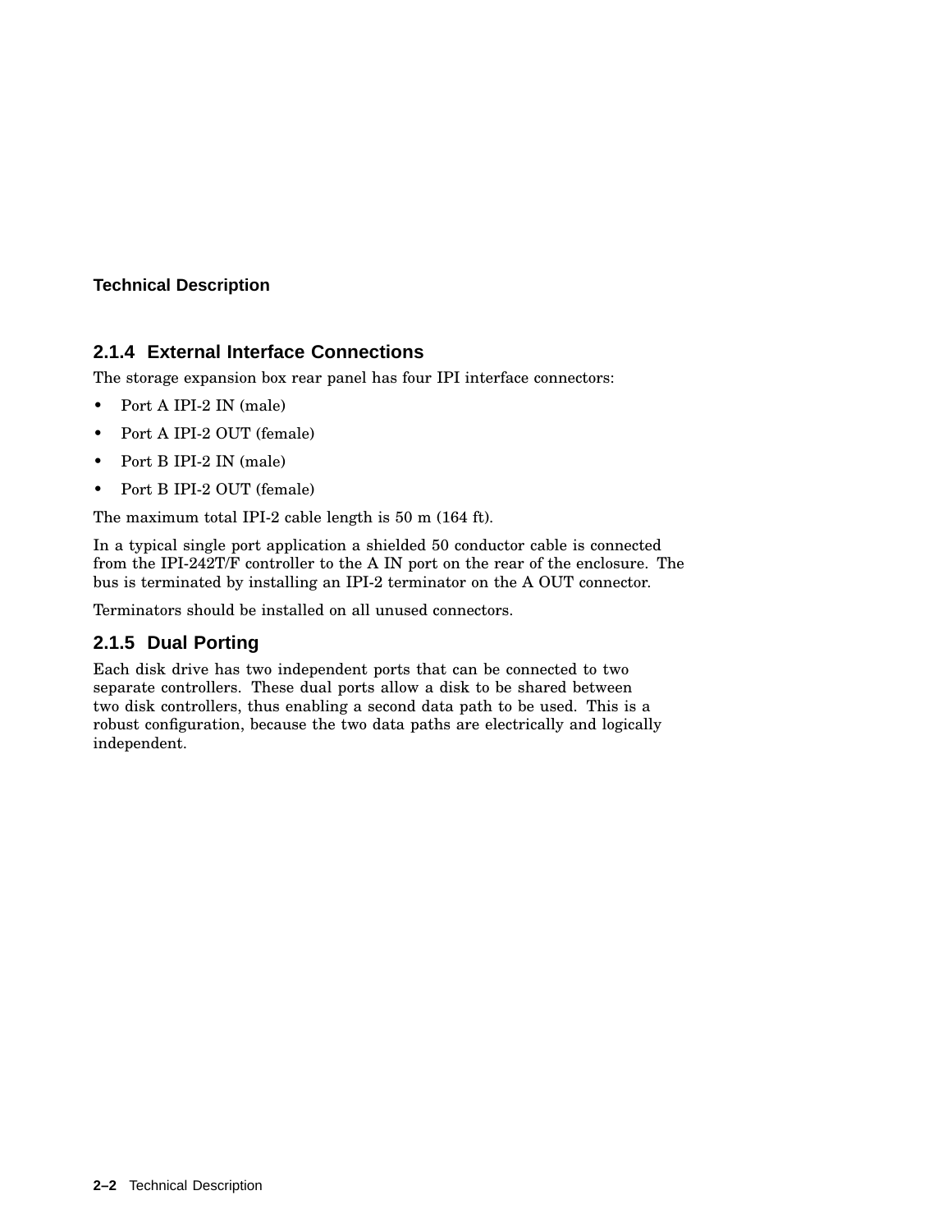### 2.1.4 External Interface Connections

The storage expansion box rear panel has four IPI interface connectors:

- Port A IPI-2 IN (male)
- Port A IPI-2 OUT (female)
- Port B IPI-2 IN (male)
- Port B IPI-2 OUT (female)

The maximum total IPI-2 cable length is 50 m (164 ft).

In a typical single port application a shielded 50 conductor cable is connected from the IPI-242T/F controller to the A IN port on the rear of the enclosure. The bus is terminated by installing an IPI-2 terminator on the A OUT connector.

Terminators should be installed on all unused connectors.

### 2.1.5 Dual Porting

Each disk drive has two independent ports that can be connected to two separate controllers. These dual ports allow a disk to be shared between two disk controllers, thus enabling a second data path to be used. This is a robust configuration, because the two data paths are electrically and logically independent.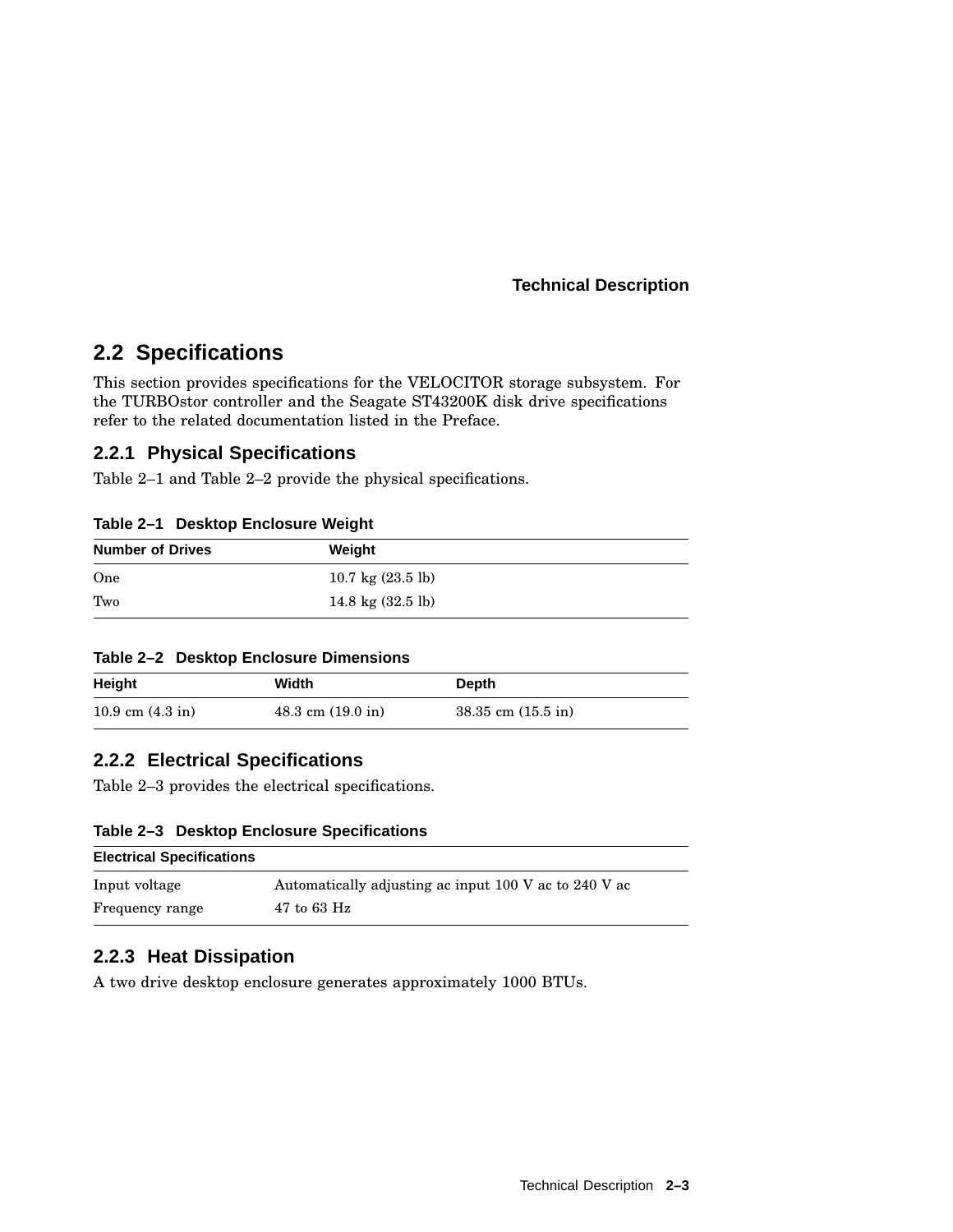## 2.2 Specifications

This section provides specifications for the VELOCITOR storage subsystem. For the TURBOstor controller and the Seagate ST43200K disk drive specifications refer to the related documentation listed in the Preface.

### 2.2.1 Physical Specifications

Table 2–1 and Table 2–2 provide the physical specifications.

**Table 2–1 Desktop Enclosure Weight**

| Number of Drives | Weight |
|---|---|
| One | 10.7 kg (23.5 lb) |
| Two | 14.8 kg (32.5 lb) |

**Table 2–2 Desktop Enclosure Dimensions**

| Height | Width | Depth |
|---|---|---|
| 10.9 cm (4.3 in) | 48.3 cm (19.0 in) | 38.35 cm (15.5 in) |

### 2.2.2 Electrical Specifications

Table 2–3 provides the electrical specifications.

**Table 2–3 Desktop Enclosure Specifications**

| Electrical Specifications | |
|---|---|
| Input voltage | Automatically adjusting ac input 100 V ac to 240 V ac |
| Frequency range | 47 to 63 Hz |

### 2.2.3 Heat Dissipation

A two drive desktop enclosure generates approximately 1000 BTUs.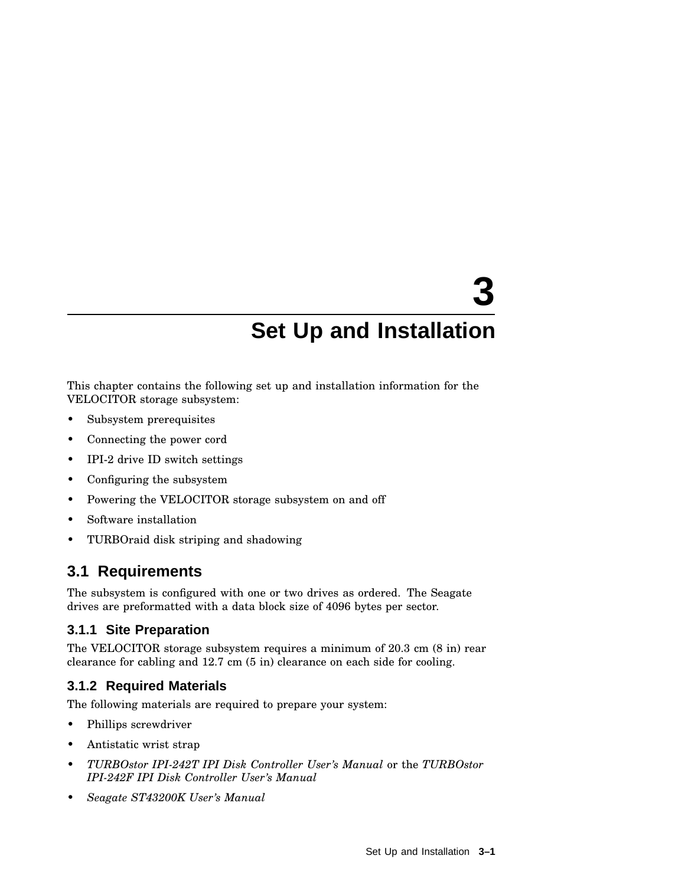# 3 Set Up and Installation

This chapter contains the following set up and installation information for the VELOCITOR storage subsystem:

- Subsystem prerequisites
- Connecting the power cord
- IPI-2 drive ID switch settings
- Configuring the subsystem
- Powering the VELOCITOR storage subsystem on and off
- Software installation
- TURBOraid disk striping and shadowing

## 3.1 Requirements

The subsystem is configured with one or two drives as ordered. The Seagate drives are preformatted with a data block size of 4096 bytes per sector.

### 3.1.1 Site Preparation

The VELOCITOR storage subsystem requires a minimum of 20.3 cm (8 in) rear clearance for cabling and 12.7 cm (5 in) clearance on each side for cooling.

### 3.1.2 Required Materials

The following materials are required to prepare your system:

- Phillips screwdriver
- Antistatic wrist strap
- *TURBOstor IPI-242T IPI Disk Controller User's Manual* or the *TURBOstor IPI-242F IPI Disk Controller User's Manual*
- *Seagate ST43200K User's Manual*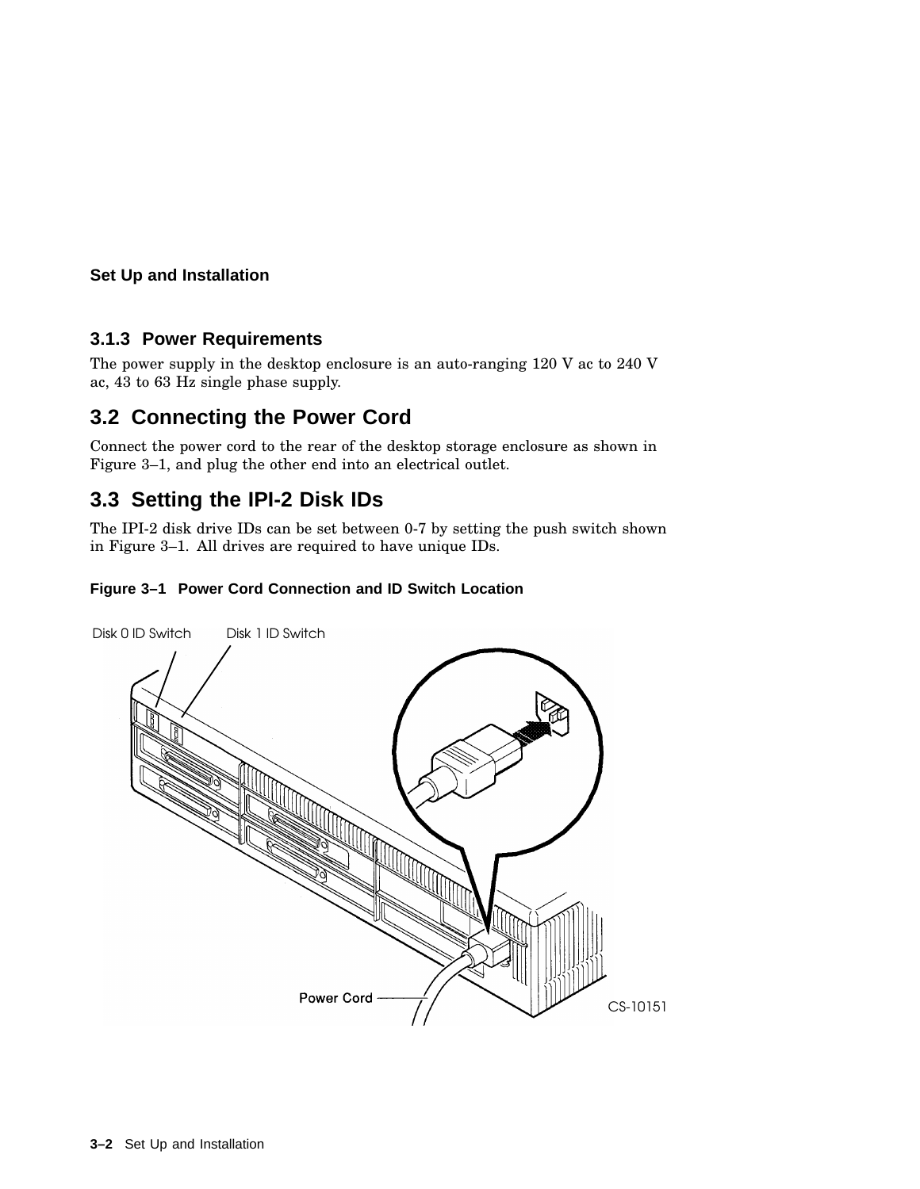### 3.1.3 Power Requirements

The power supply in the desktop enclosure is an auto-ranging 120 V ac to 240 V ac, 43 to 63 Hz single phase supply.

## 3.2 Connecting the Power Cord

Connect the power cord to the rear of the desktop storage enclosure as shown in Figure 3–1, and plug the other end into an electrical outlet.

## 3.3 Setting the IPI-2 Disk IDs

The IPI-2 disk drive IDs can be set between 0-7 by setting the push switch shown in Figure 3–1. All drives are required to have unique IDs.

**Figure 3–1 Power Cord Connection and ID Switch Location**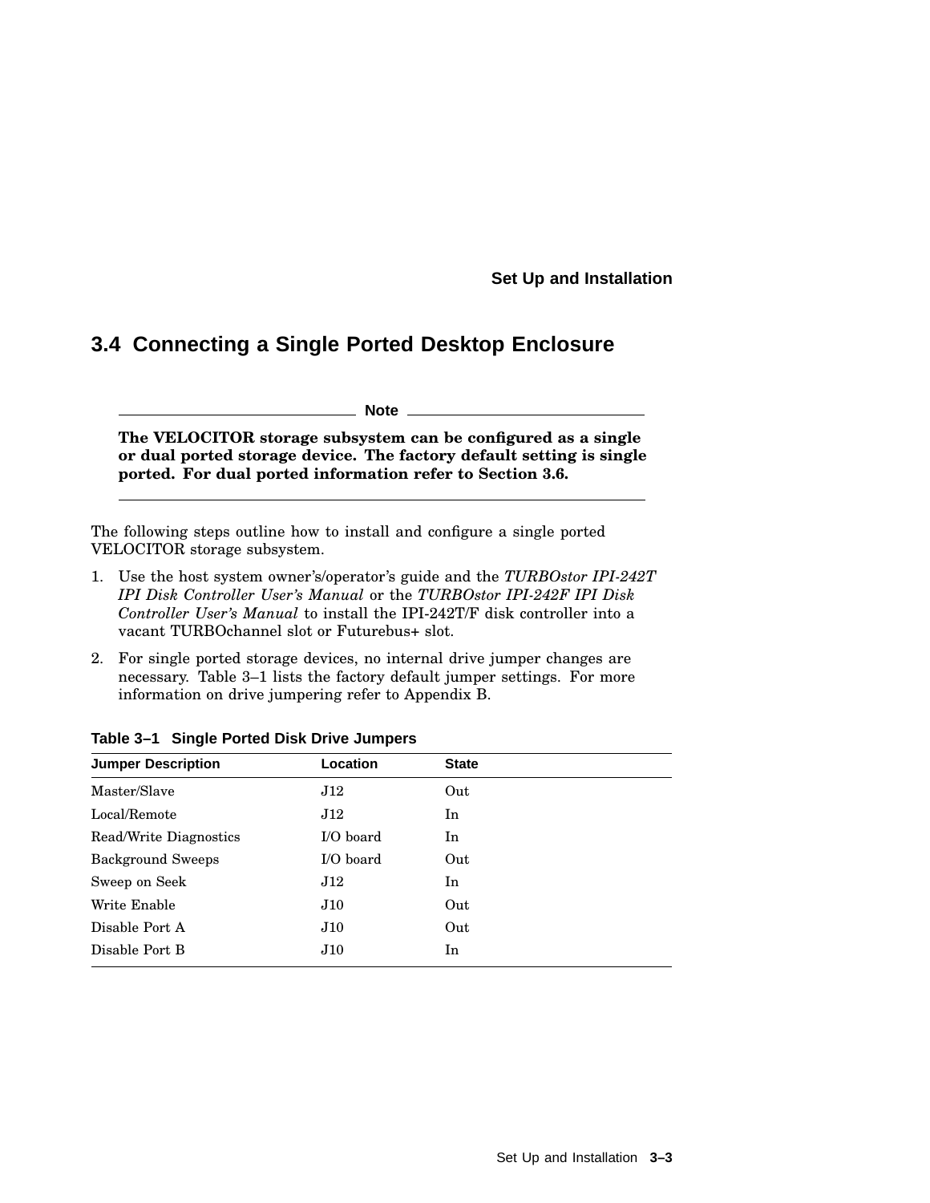## 3.4 Connecting a Single Ported Desktop Enclosure

**Note**

**The VELOCITOR storage subsystem can be configured as a single or dual ported storage device. The factory default setting is single ported. For dual ported information refer to Section 3.6.**

---

The following steps outline how to install and configure a single ported VELOCITOR storage subsystem.

1. Use the host system owner's/operator's guide and the *TURBOstor IPI-242T IPI Disk Controller User's Manual* or the *TURBOstor IPI-242F IPI Disk Controller User's Manual* to install the IPI-242T/F disk controller into a vacant TURBOchannel slot or Futurebus+ slot.
2. For single ported storage devices, no internal drive jumper changes are necessary. Table 3–1 lists the factory default jumper settings. For more information on drive jumpering refer to Appendix B.

**Table 3–1 Single Ported Disk Drive Jumpers**

| Jumper Description | Location | State |
|---|---|---|
| Master/Slave | J12 | Out |
| Local/Remote | J12 | In |
| Read/Write Diagnostics | I/O board | In |
| Background Sweeps | I/O board | Out |
| Sweep on Seek | J12 | In |
| Write Enable | J10 | Out |
| Disable Port A | J10 | Out |
| Disable Port B | J10 | In |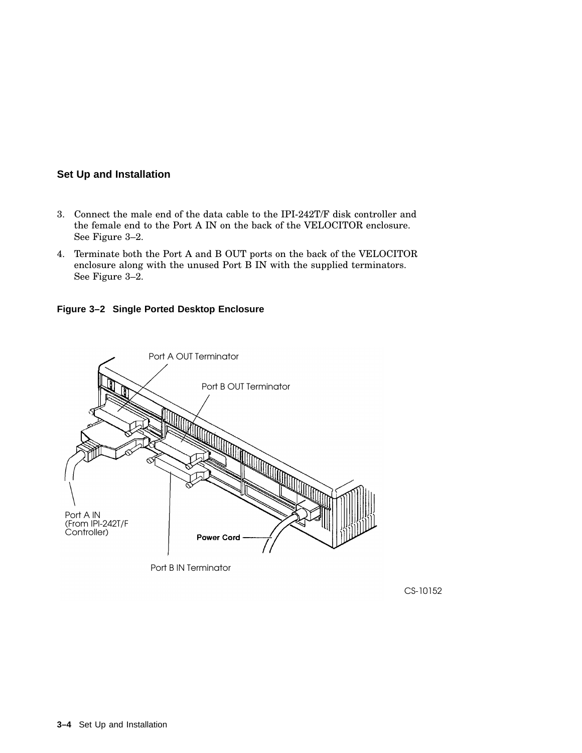## Set Up and Installation

3. Connect the male end of the data cable to the IPI-242T/F disk controller and the female end to the Port A IN on the back of the VELOCITOR enclosure. See Figure 3–2.
4. Terminate both the Port A and B OUT ports on the back of the VELOCITOR enclosure along with the unused Port B IN with the supplied terminators. See Figure 3–2.

**Figure 3–2 Single Ported Desktop Enclosure**

Port A OUT Terminator

Port B OUT Terminator

Port A IN (From IPI-242T/F Controller)

Power Cord

Port B IN Terminator

CS-10152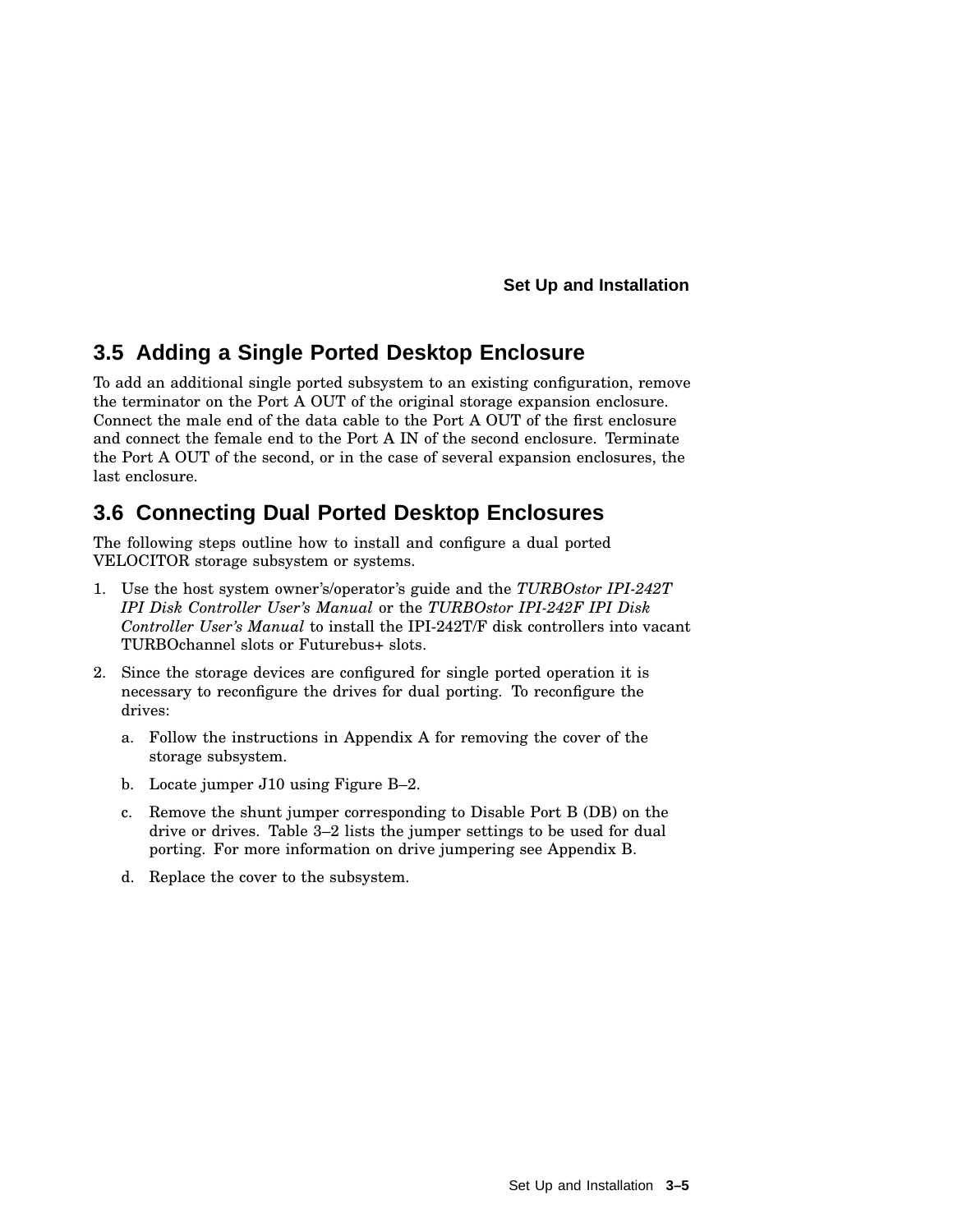## 3.5 Adding a Single Ported Desktop Enclosure

To add an additional single ported subsystem to an existing configuration, remove the terminator on the Port A OUT of the original storage expansion enclosure. Connect the male end of the data cable to the Port A OUT of the first enclosure and connect the female end to the Port A IN of the second enclosure. Terminate the Port A OUT of the second, or in the case of several expansion enclosures, the last enclosure.

## 3.6 Connecting Dual Ported Desktop Enclosures

The following steps outline how to install and configure a dual ported VELOCITOR storage subsystem or systems.

1. Use the host system owner's/operator's guide and the *TURBOstor IPI-242T IPI Disk Controller User's Manual* or the *TURBOstor IPI-242F IPI Disk Controller User's Manual* to install the IPI-242T/F disk controllers into vacant TURBOchannel slots or Futurebus+ slots.
2. Since the storage devices are configured for single ported operation it is necessary to reconfigure the drives for dual porting. To reconfigure the drives:
   a. Follow the instructions in Appendix A for removing the cover of the storage subsystem.
   b. Locate jumper J10 using Figure B–2.
   c. Remove the shunt jumper corresponding to Disable Port B (DB) on the drive or drives. Table 3–2 lists the jumper settings to be used for dual porting. For more information on drive jumpering see Appendix B.
   d. Replace the cover to the subsystem.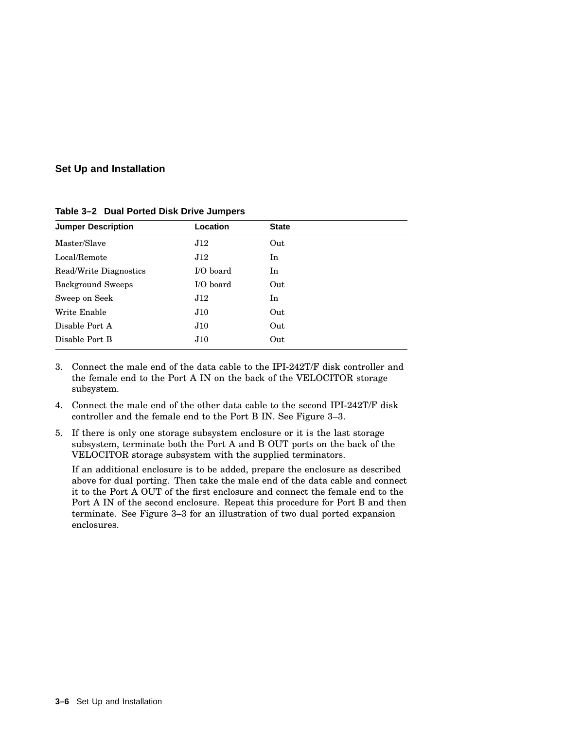**Table 3–2 Dual Ported Disk Drive Jumpers**

| Jumper Description | Location | State |
|---|---|---|
| Master/Slave | J12 | Out |
| Local/Remote | J12 | In |
| Read/Write Diagnostics | I/O board | In |
| Background Sweeps | I/O board | Out |
| Sweep on Seek | J12 | In |
| Write Enable | J10 | Out |
| Disable Port A | J10 | Out |
| Disable Port B | J10 | Out |

3. Connect the male end of the data cable to the IPI-242T/F disk controller and the female end to the Port A IN on the back of the VELOCITOR storage subsystem.
4. Connect the male end of the other data cable to the second IPI-242T/F disk controller and the female end to the Port B IN. See Figure 3–3.
5. If there is only one storage subsystem enclosure or it is the last storage subsystem, terminate both the Port A and B OUT ports on the back of the VELOCITOR storage subsystem with the supplied terminators.

   If an additional enclosure is to be added, prepare the enclosure as described above for dual porting. Then take the male end of the data cable and connect it to the Port A OUT of the first enclosure and connect the female end to the Port A IN of the second enclosure. Repeat this procedure for Port B and then terminate. See Figure 3–3 for an illustration of two dual ported expansion enclosures.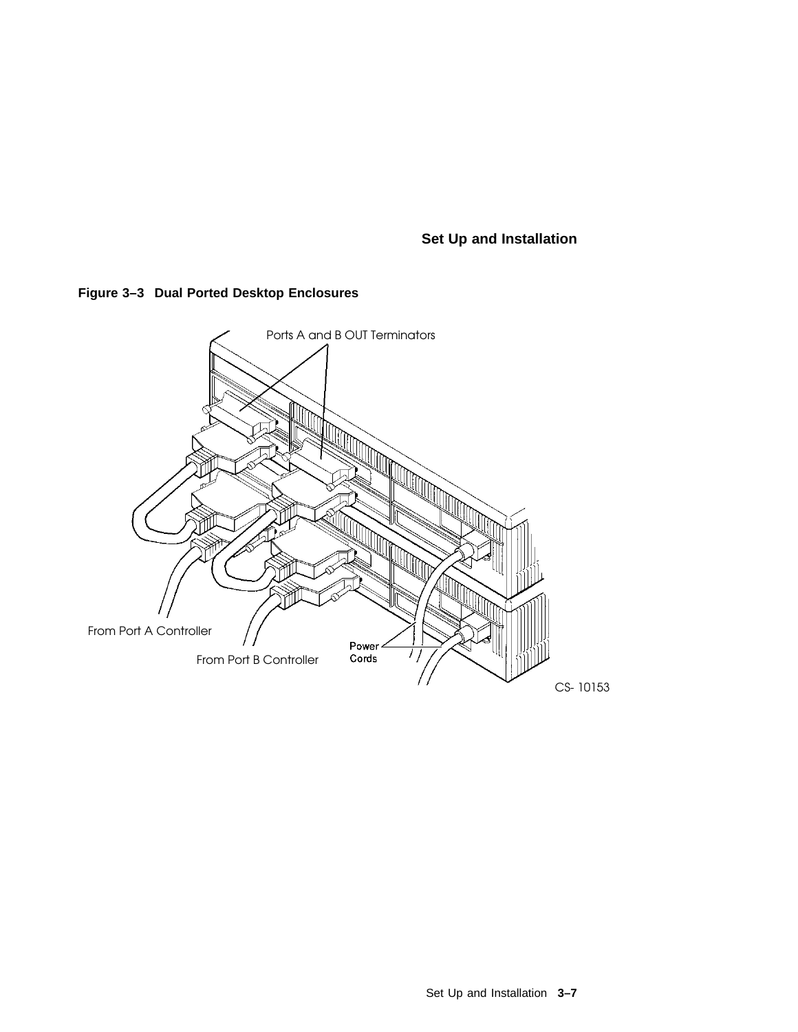**Figure 3–3 Dual Ported Desktop Enclosures**

Ports A and B OUT Terminators

From Port A Controller

From Port B Controller

Power Cords

CS- 10153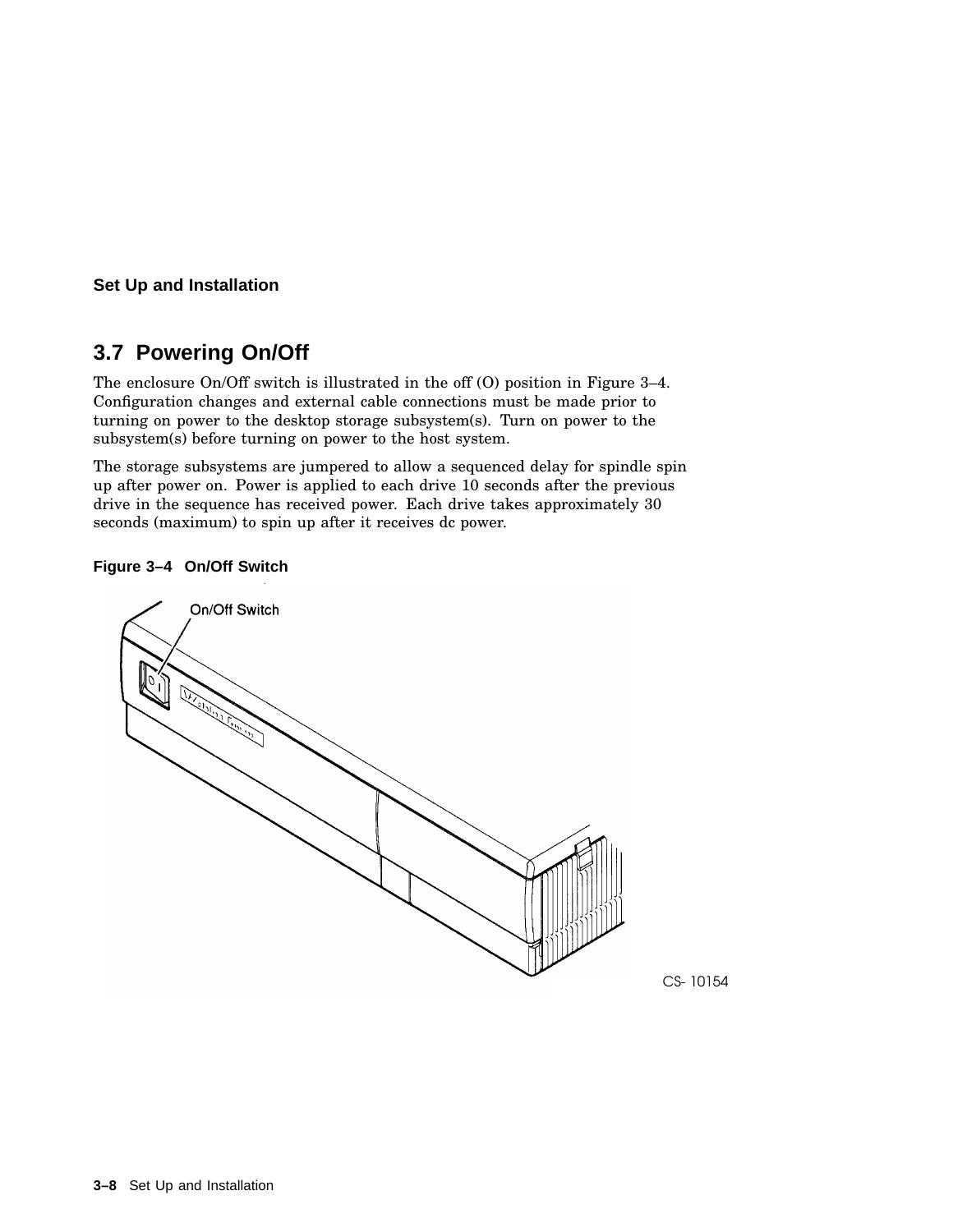## 3.7 Powering On/Off

The enclosure On/Off switch is illustrated in the off (O) position in Figure 3–4. Configuration changes and external cable connections must be made prior to turning on power to the desktop storage subsystem(s). Turn on power to the subsystem(s) before turning on power to the host system.

The storage subsystems are jumpered to allow a sequenced delay for spindle spin up after power on. Power is applied to each drive 10 seconds after the previous drive in the sequence has received power. Each drive takes approximately 30 seconds (maximum) to spin up after it receives dc power.

**Figure 3–4 On/Off Switch**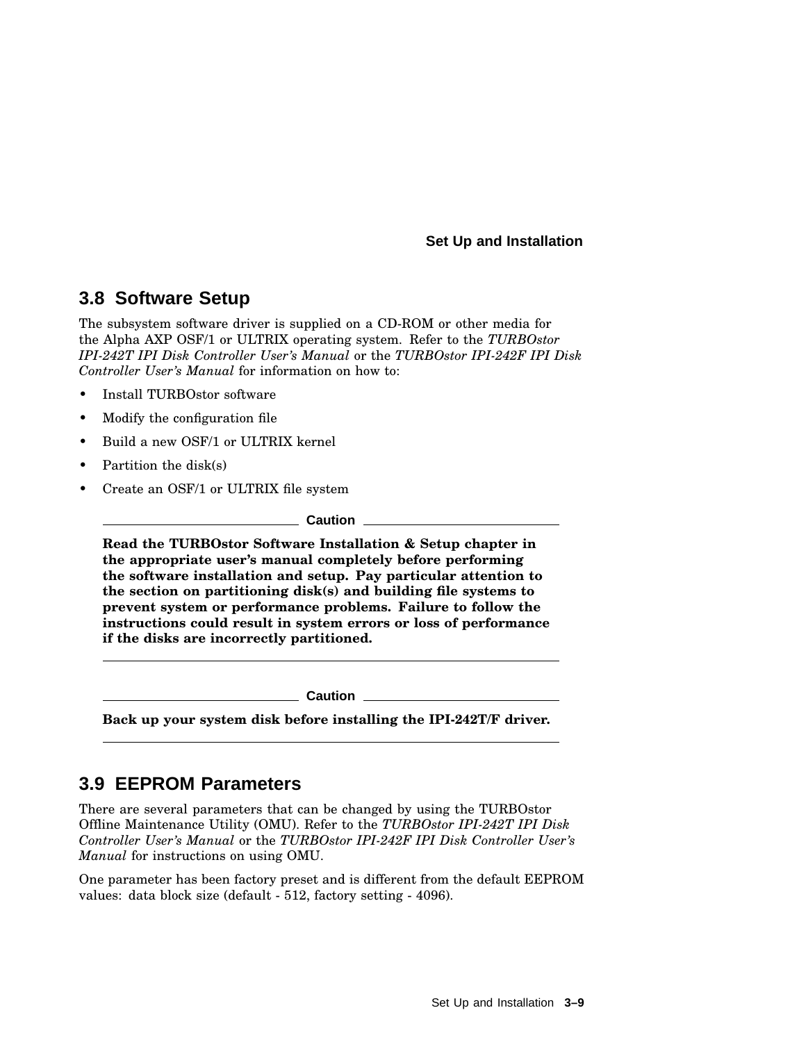## 3.8 Software Setup

The subsystem software driver is supplied on a CD-ROM or other media for the Alpha AXP OSF/1 or ULTRIX operating system. Refer to the *TURBOstor IPI-242T IPI Disk Controller User's Manual* or the *TURBOstor IPI-242F IPI Disk Controller User's Manual* for information on how to:

- Install TURBOstor software
- Modify the configuration file
- Build a new OSF/1 or ULTRIX kernel
- Partition the disk(s)
- Create an OSF/1 or ULTRIX file system

**Caution**

**Read the TURBOstor Software Installation & Setup chapter in the appropriate user's manual completely before performing the software installation and setup. Pay particular attention to the section on partitioning disk(s) and building file systems to prevent system or performance problems. Failure to follow the instructions could result in system errors or loss of performance if the disks are incorrectly partitioned.**

**Caution**

**Back up your system disk before installing the IPI-242T/F driver.**

## 3.9 EEPROM Parameters

There are several parameters that can be changed by using the TURBOstor Offline Maintenance Utility (OMU). Refer to the *TURBOstor IPI-242T IPI Disk Controller User's Manual* or the *TURBOstor IPI-242F IPI Disk Controller User's Manual* for instructions on using OMU.

One parameter has been factory preset and is different from the default EEPROM values: data block size (default - 512, factory setting - 4096).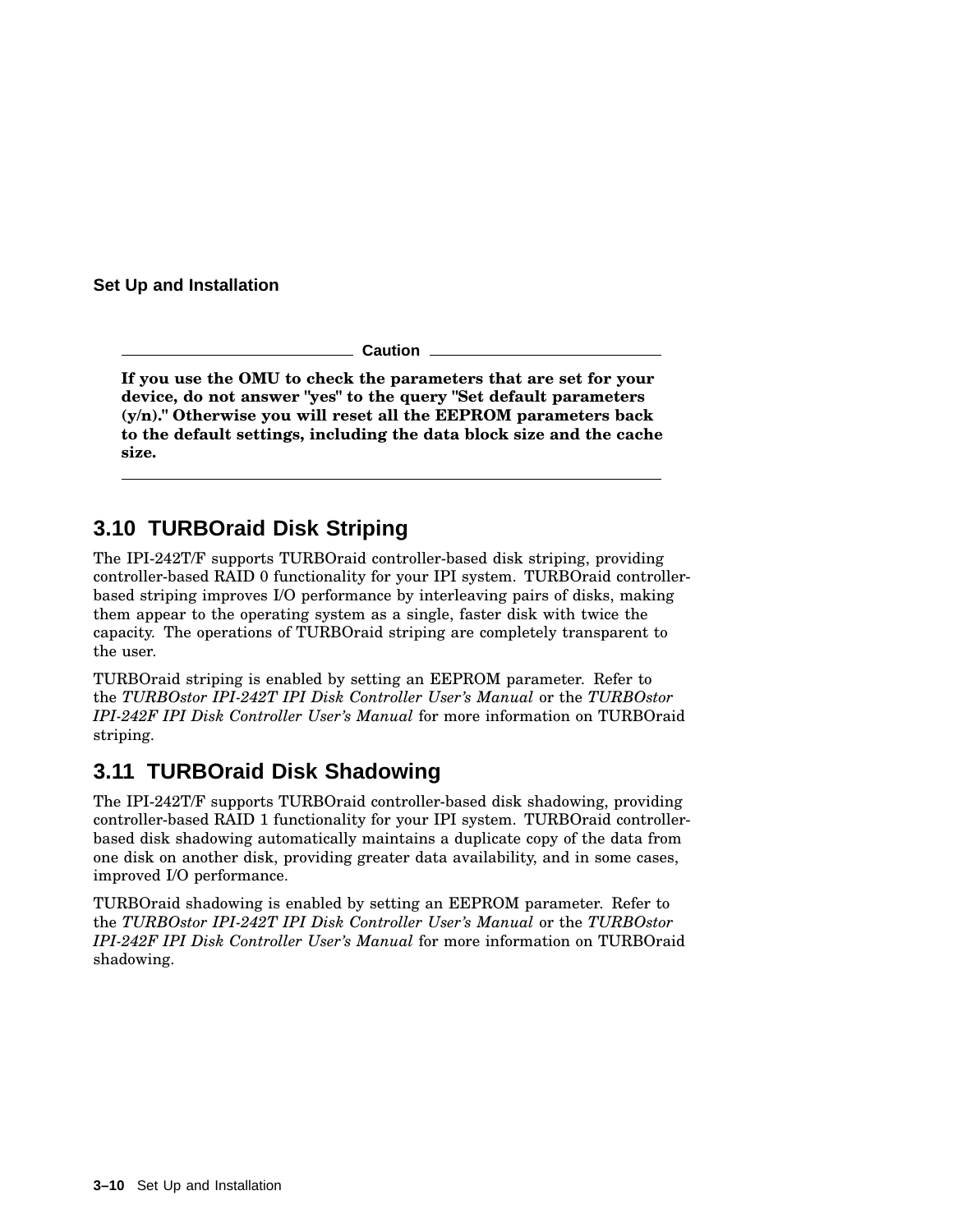**Caution**

**If you use the OMU to check the parameters that are set for your device, do not answer "yes" to the query "Set default parameters (y/n)." Otherwise you will reset all the EEPROM parameters back to the default settings, including the data block size and the cache size.**

## 3.10 TURBOraid Disk Striping

The IPI-242T/F supports TURBOraid controller-based disk striping, providing controller-based RAID 0 functionality for your IPI system. TURBOraid controller-based striping improves I/O performance by interleaving pairs of disks, making them appear to the operating system as a single, faster disk with twice the capacity. The operations of TURBOraid striping are completely transparent to the user.

TURBOraid striping is enabled by setting an EEPROM parameter. Refer to the *TURBOstor IPI-242T IPI Disk Controller User's Manual* or the *TURBOstor IPI-242F IPI Disk Controller User's Manual* for more information on TURBOraid striping.

## 3.11 TURBOraid Disk Shadowing

The IPI-242T/F supports TURBOraid controller-based disk shadowing, providing controller-based RAID 1 functionality for your IPI system. TURBOraid controller-based disk shadowing automatically maintains a duplicate copy of the data from one disk on another disk, providing greater data availability, and in some cases, improved I/O performance.

TURBOraid shadowing is enabled by setting an EEPROM parameter. Refer to the *TURBOstor IPI-242T IPI Disk Controller User's Manual* or the *TURBOstor IPI-242F IPI Disk Controller User's Manual* for more information on TURBOraid shadowing.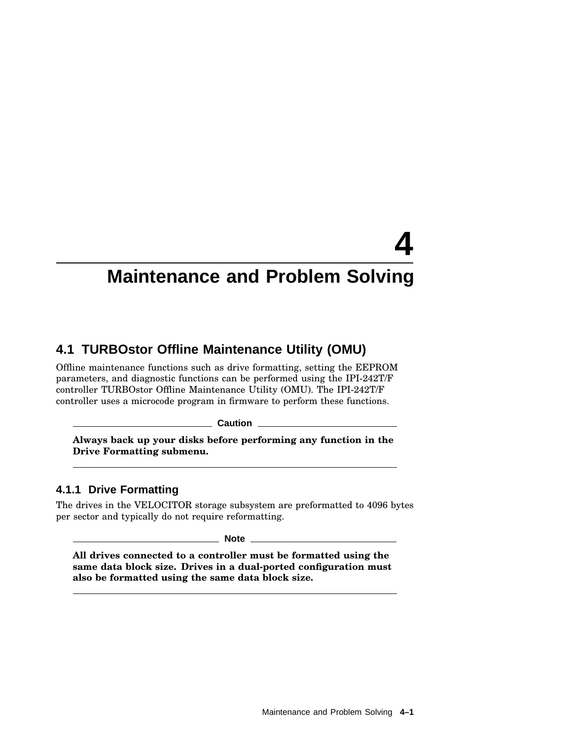# 4 Maintenance and Problem Solving

## 4.1 TURBOstor Offline Maintenance Utility (OMU)

Offline maintenance functions such as drive formatting, setting the EEPROM parameters, and diagnostic functions can be performed using the IPI-242T/F controller TURBOstor Offline Maintenance Utility (OMU). The IPI-242T/F controller uses a microcode program in firmware to perform these functions.

---

**Caution**

**Always back up your disks before performing any function in the Drive Formatting submenu.**

---

### 4.1.1 Drive Formatting

The drives in the VELOCITOR storage subsystem are preformatted to 4096 bytes per sector and typically do not require reformatting.

---

**Note**

**All drives connected to a controller must be formatted using the same data block size. Drives in a dual-ported configuration must also be formatted using the same data block size.**

---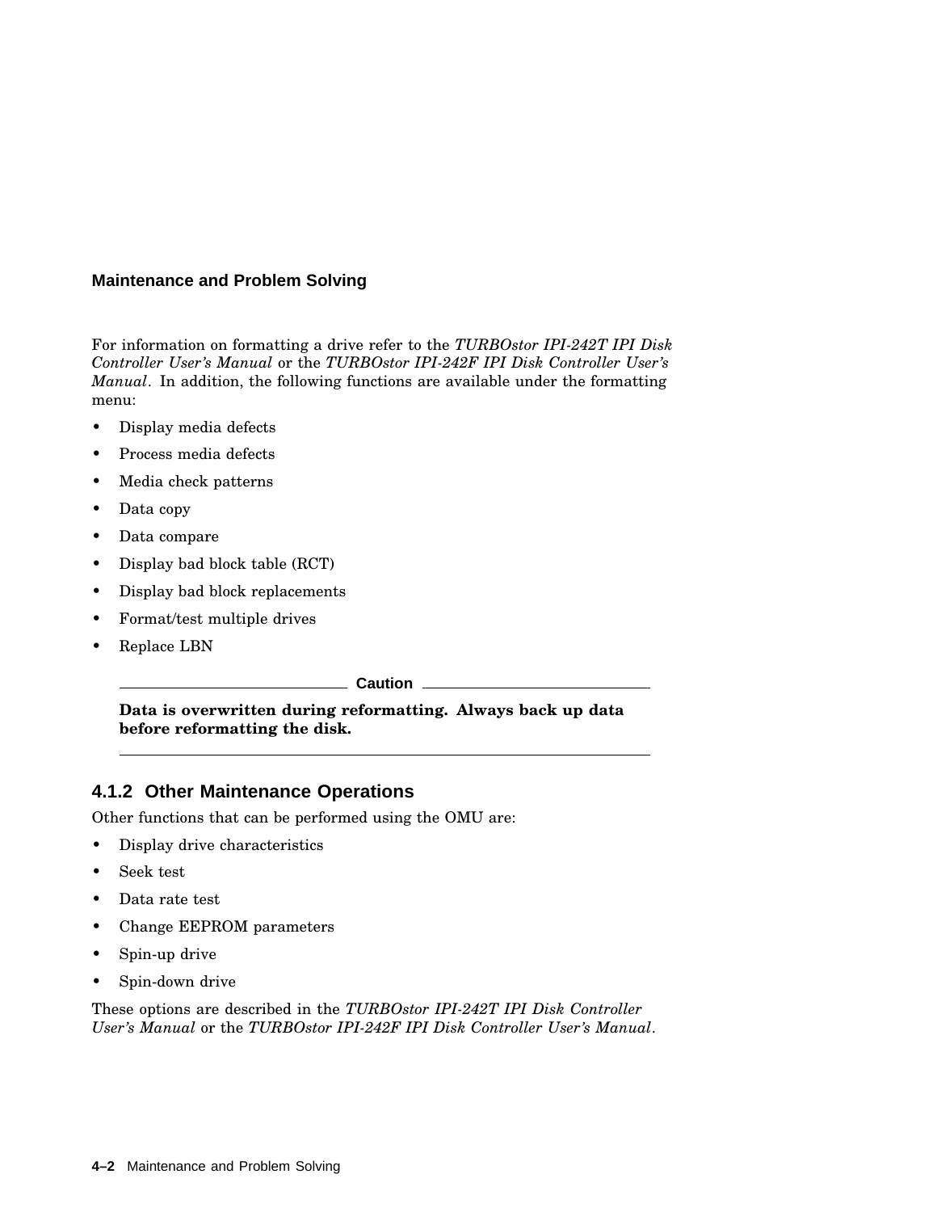For information on formatting a drive refer to the *TURBOstor IPI-242T IPI Disk Controller User's Manual* or the *TURBOstor IPI-242F IPI Disk Controller User's Manual*. In addition, the following functions are available under the formatting menu:

- Display media defects
- Process media defects
- Media check patterns
- Data copy
- Data compare
- Display bad block table (RCT)
- Display bad block replacements
- Format/test multiple drives
- Replace LBN

**Caution**

**Data is overwritten during reformatting. Always back up data before reformatting the disk.**

### 4.1.2 Other Maintenance Operations

Other functions that can be performed using the OMU are:

- Display drive characteristics
- Seek test
- Data rate test
- Change EEPROM parameters
- Spin-up drive
- Spin-down drive

These options are described in the *TURBOstor IPI-242T IPI Disk Controller User's Manual* or the *TURBOstor IPI-242F IPI Disk Controller User's Manual*.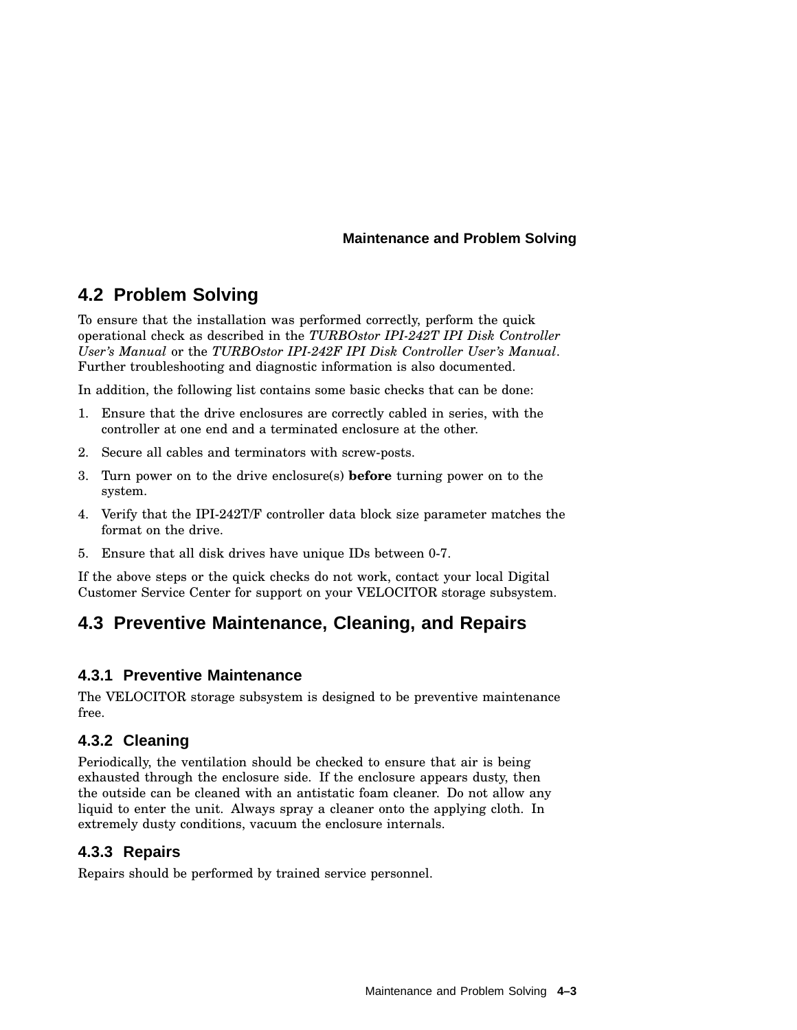## 4.2 Problem Solving

To ensure that the installation was performed correctly, perform the quick operational check as described in the *TURBOstor IPI-242T IPI Disk Controller User's Manual* or the *TURBOstor IPI-242F IPI Disk Controller User's Manual*. Further troubleshooting and diagnostic information is also documented.

In addition, the following list contains some basic checks that can be done:

1. Ensure that the drive enclosures are correctly cabled in series, with the controller at one end and a terminated enclosure at the other.
2. Secure all cables and terminators with screw-posts.
3. Turn power on to the drive enclosure(s) **before** turning power on to the system.
4. Verify that the IPI-242T/F controller data block size parameter matches the format on the drive.
5. Ensure that all disk drives have unique IDs between 0-7.

If the above steps or the quick checks do not work, contact your local Digital Customer Service Center for support on your VELOCITOR storage subsystem.

## 4.3 Preventive Maintenance, Cleaning, and Repairs

### 4.3.1 Preventive Maintenance

The VELOCITOR storage subsystem is designed to be preventive maintenance free.

### 4.3.2 Cleaning

Periodically, the ventilation should be checked to ensure that air is being exhausted through the enclosure side. If the enclosure appears dusty, then the outside can be cleaned with an antistatic foam cleaner. Do not allow any liquid to enter the unit. Always spray a cleaner onto the applying cloth. In extremely dusty conditions, vacuum the enclosure internals.

### 4.3.3 Repairs

Repairs should be performed by trained service personnel.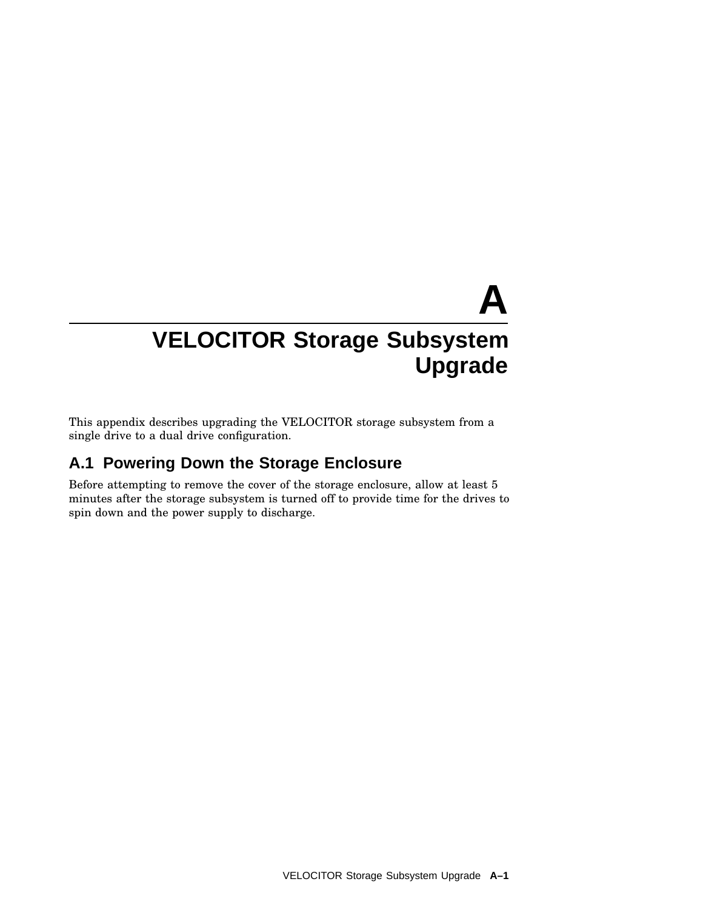# A VELOCITOR Storage Subsystem Upgrade

This appendix describes upgrading the VELOCITOR storage subsystem from a single drive to a dual drive configuration.

## A.1 Powering Down the Storage Enclosure

Before attempting to remove the cover of the storage enclosure, allow at least 5 minutes after the storage subsystem is turned off to provide time for the drives to spin down and the power supply to discharge.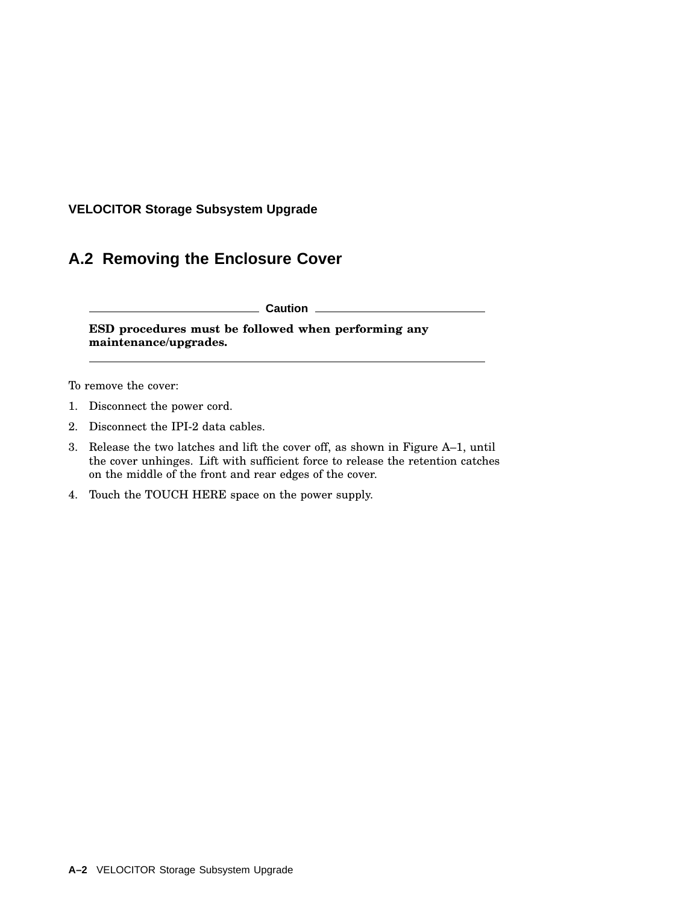## A.2 Removing the Enclosure Cover

---

**Caution**

**ESD procedures must be followed when performing any maintenance/upgrades.**

---

To remove the cover:

1. Disconnect the power cord.
2. Disconnect the IPI-2 data cables.
3. Release the two latches and lift the cover off, as shown in Figure A–1, until the cover unhinges. Lift with sufficient force to release the retention catches on the middle of the front and rear edges of the cover.
4. Touch the TOUCH HERE space on the power supply.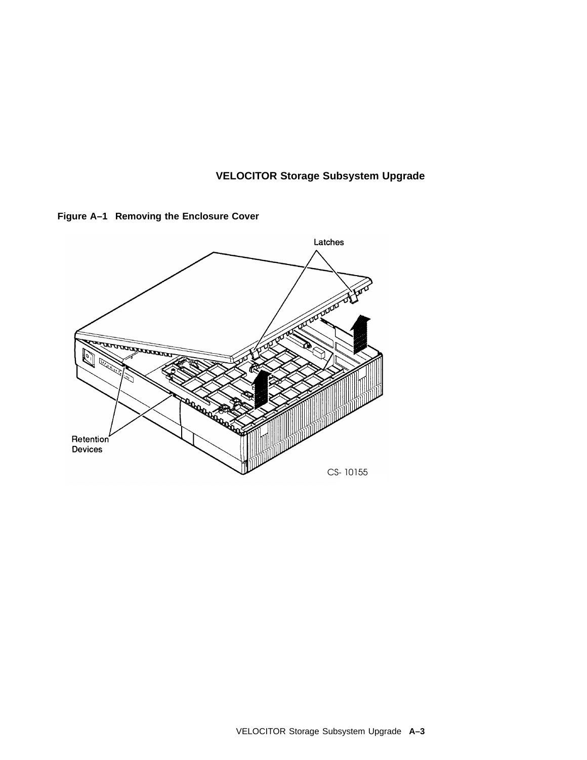**Figure A–1 Removing the Enclosure Cover**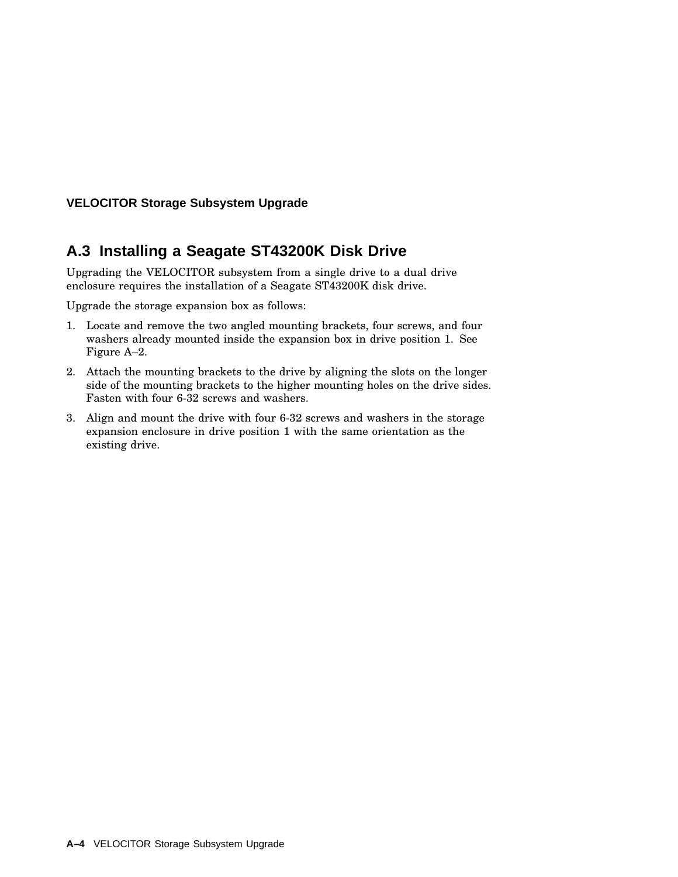## A.3 Installing a Seagate ST43200K Disk Drive

Upgrading the VELOCITOR subsystem from a single drive to a dual drive enclosure requires the installation of a Seagate ST43200K disk drive.

Upgrade the storage expansion box as follows:

1. Locate and remove the two angled mounting brackets, four screws, and four washers already mounted inside the expansion box in drive position 1. See Figure A–2.
2. Attach the mounting brackets to the drive by aligning the slots on the longer side of the mounting brackets to the higher mounting holes on the drive sides. Fasten with four 6-32 screws and washers.
3. Align and mount the drive with four 6-32 screws and washers in the storage expansion enclosure in drive position 1 with the same orientation as the existing drive.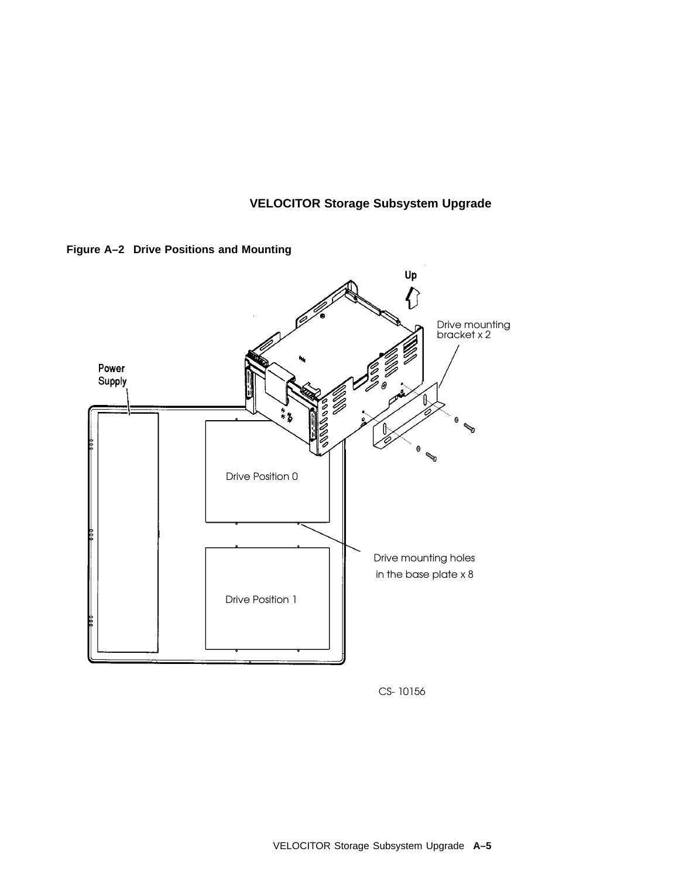**Figure A–2 Drive Positions and Mounting**

Up

Drive mounting bracket x 2

Power Supply

Drive Position 0

Drive mounting holes in the base plate x 8

Drive Position 1

CS- 10156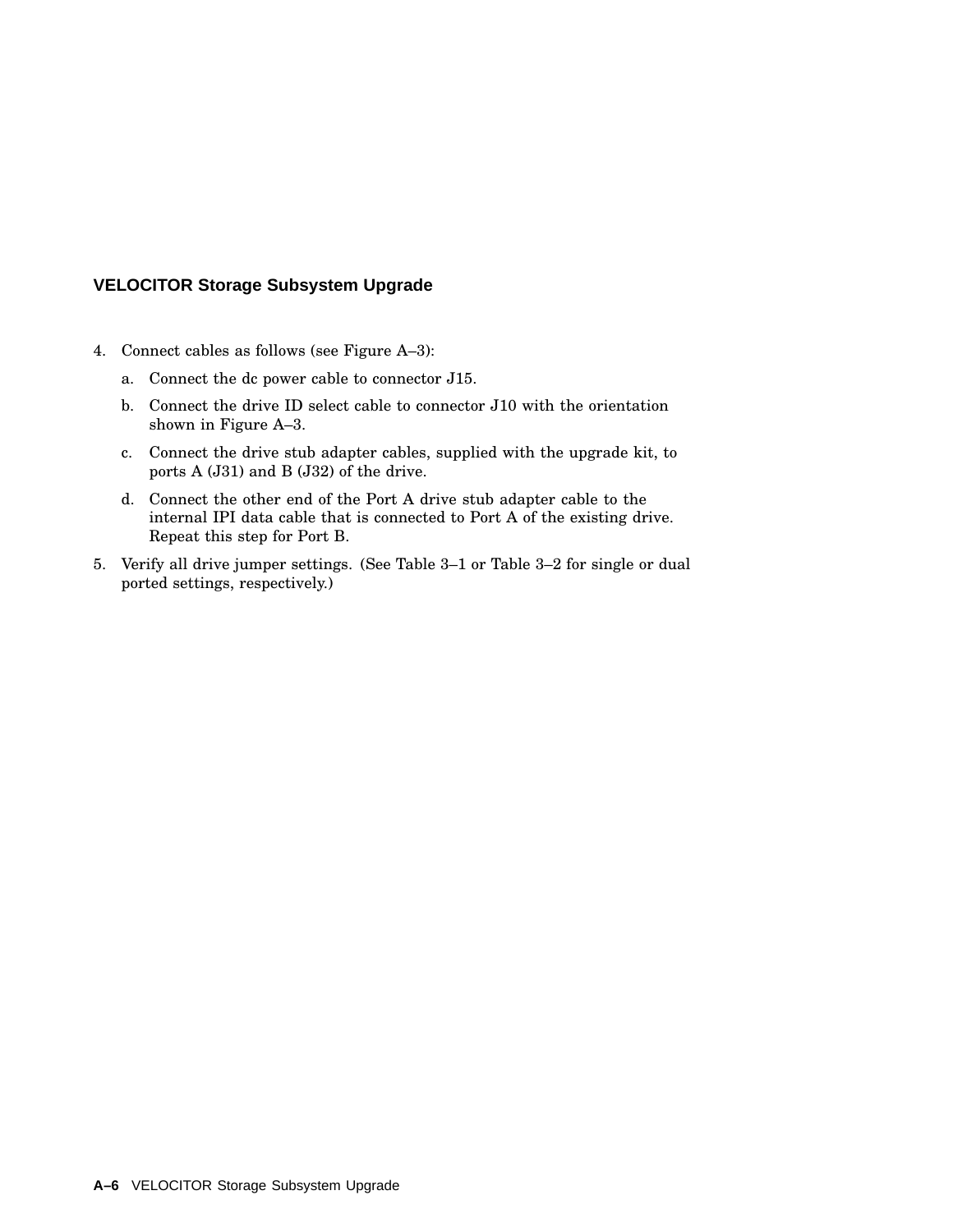4. Connect cables as follows (see Figure A–3):
   a. Connect the dc power cable to connector J15.
   b. Connect the drive ID select cable to connector J10 with the orientation shown in Figure A–3.
   c. Connect the drive stub adapter cables, supplied with the upgrade kit, to ports A (J31) and B (J32) of the drive.
   d. Connect the other end of the Port A drive stub adapter cable to the internal IPI data cable that is connected to Port A of the existing drive. Repeat this step for Port B.
5. Verify all drive jumper settings. (See Table 3–1 or Table 3–2 for single or dual ported settings, respectively.)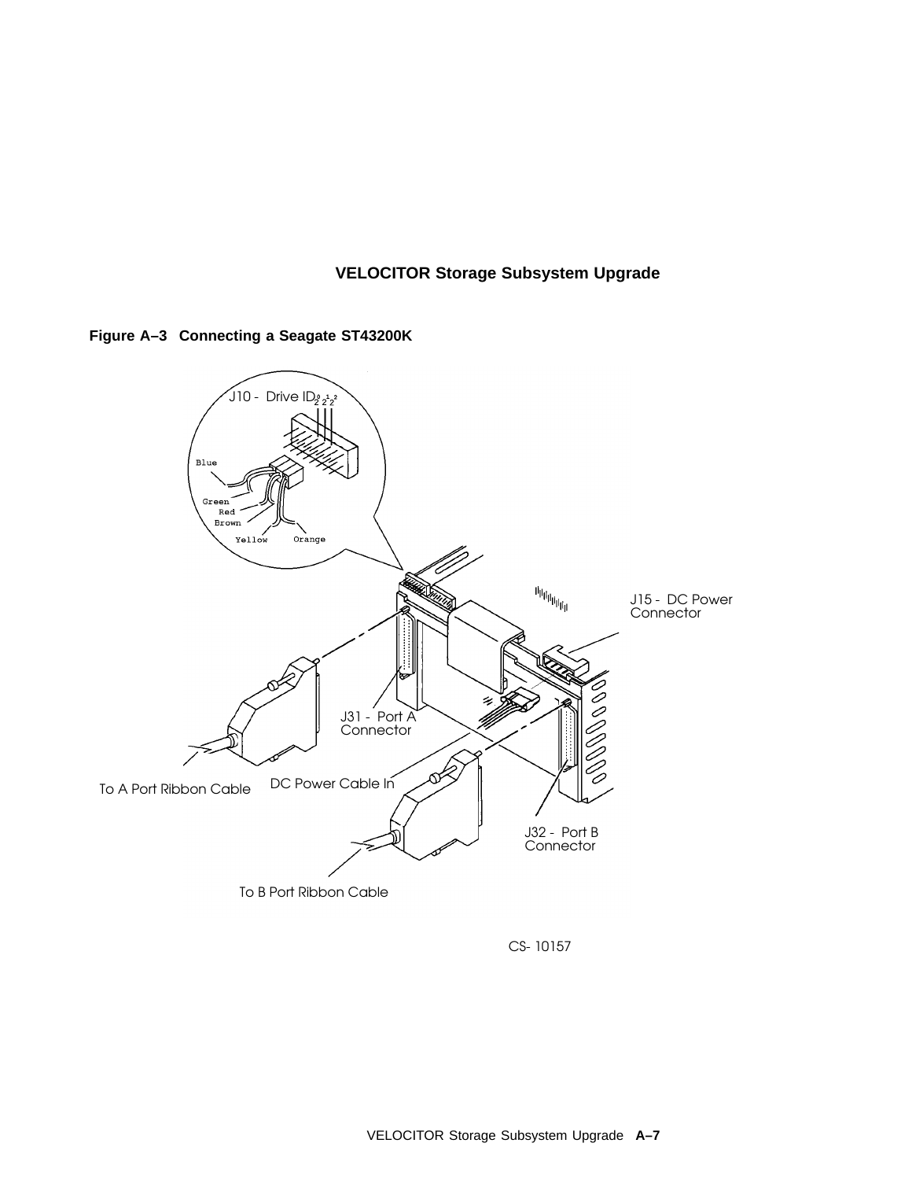**Figure A–3 Connecting a Seagate ST43200K**

J10 - Drive ID $2^0 2^1 2^2$

Blue

Green

Red

Brown

Yellow

Orange

J15 - DC Power Connector

J31 - Port A Connector

DC Power Cable In

To A Port Ribbon Cable

J32 - Port B Connector

To B Port Ribbon Cable

CS- 10157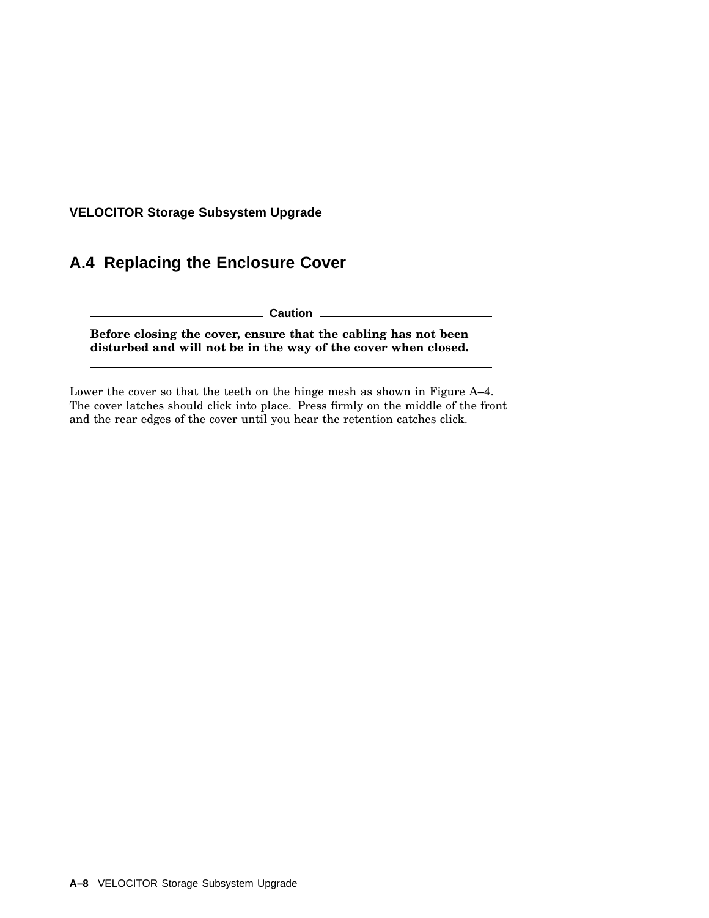## A.4 Replacing the Enclosure Cover

**Caution**

**Before closing the cover, ensure that the cabling has not been disturbed and will not be in the way of the cover when closed.**

Lower the cover so that the teeth on the hinge mesh as shown in Figure A–4. The cover latches should click into place. Press firmly on the middle of the front and the rear edges of the cover until you hear the retention catches click.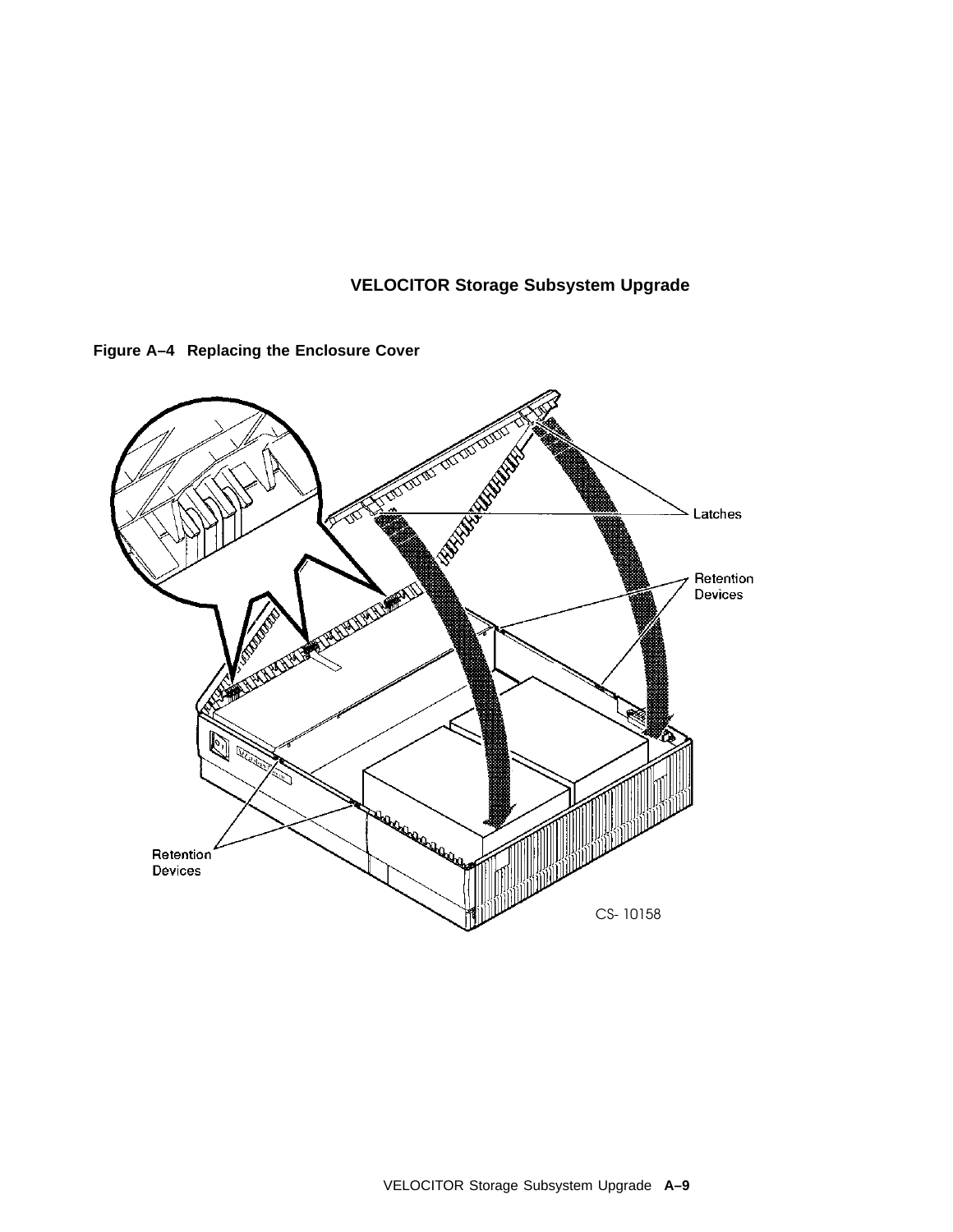**Figure A–4 Replacing the Enclosure Cover**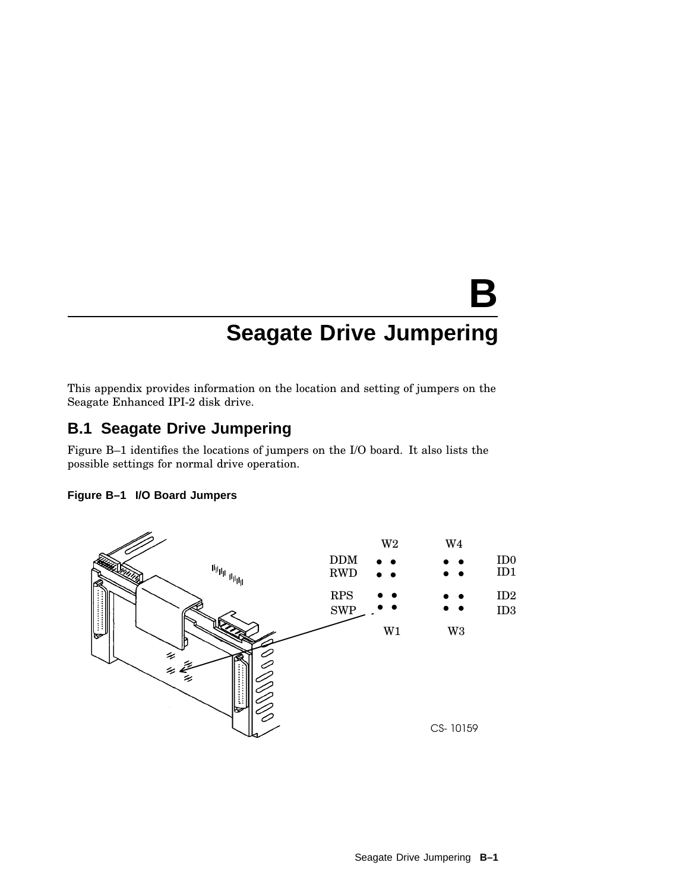# B

# Seagate Drive Jumpering

This appendix provides information on the location and setting of jumpers on the Seagate Enhanced IPI-2 disk drive.

## B.1 Seagate Drive Jumpering

Figure B–1 identifies the locations of jumpers on the I/O board. It also lists the possible settings for normal drive operation.

**Figure B–1 I/O Board Jumpers**

W2 W4

DDM ID0
RWD ID1

RPS ID2
SWP ID3

W1 W3

CS- 10159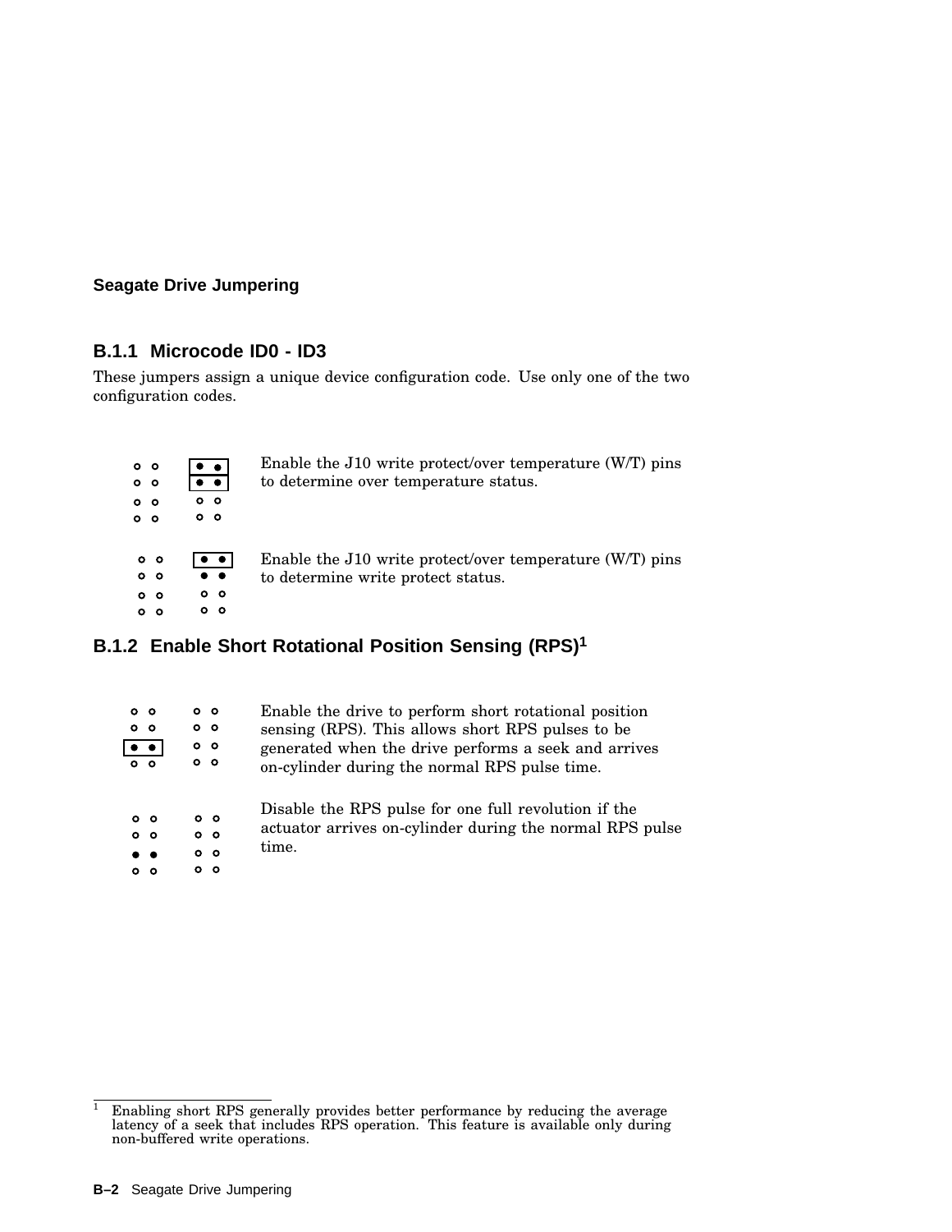## B.1.1 Microcode ID0 - ID3

These jumpers assign a unique device configuration code. Use only one of the two configuration codes.

Enable the J10 write protect/over temperature (W/T) pins to determine over temperature status.

Enable the J10 write protect/over temperature (W/T) pins to determine write protect status.

## B.1.2 Enable Short Rotational Position Sensing (RPS)[1]

Enable the drive to perform short rotational position sensing (RPS). This allows short RPS pulses to be generated when the drive performs a seek and arrives on-cylinder during the normal RPS pulse time.

Disable the RPS pulse for one full revolution if the actuator arrives on-cylinder during the normal RPS pulse time.

---

[1] Enabling short RPS generally provides better performance by reducing the average latency of a seek that includes RPS operation. This feature is available only during non-buffered write operations.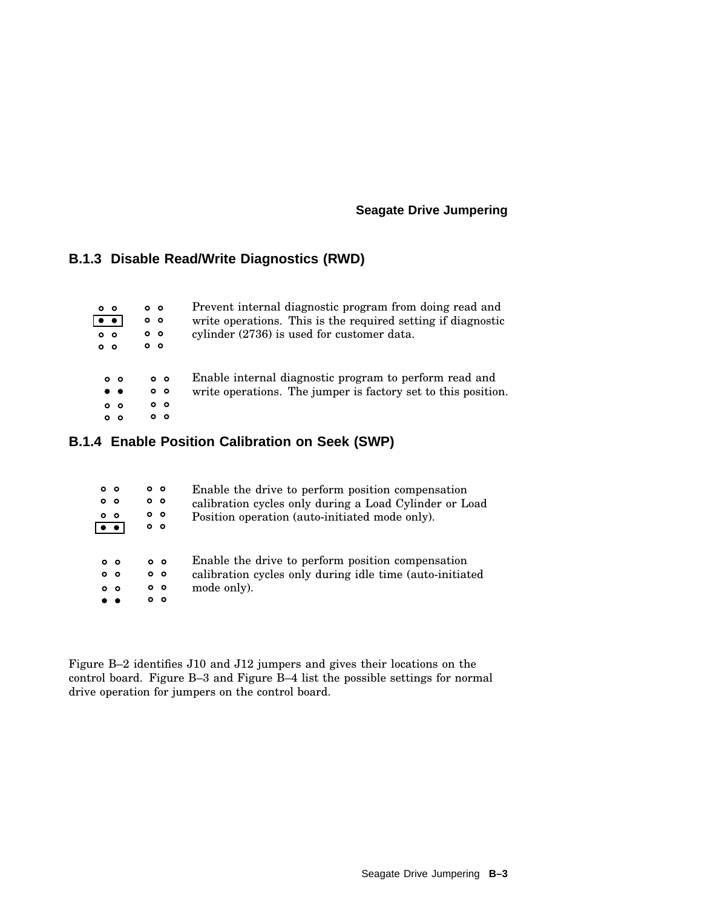### B.1.3 Disable Read/Write Diagnostics (RWD)

Prevent internal diagnostic program from doing read and write operations. This is the required setting if diagnostic cylinder (2736) is used for customer data.

Enable internal diagnostic program to perform read and write operations. The jumper is factory set to this position.

### B.1.4 Enable Position Calibration on Seek (SWP)

Enable the drive to perform position compensation calibration cycles only during a Load Cylinder or Load Position operation (auto-initiated mode only).

Enable the drive to perform position compensation calibration cycles only during idle time (auto-initiated mode only).

Figure B–2 identifies J10 and J12 jumpers and gives their locations on the control board. Figure B–3 and Figure B–4 list the possible settings for normal drive operation for jumpers on the control board.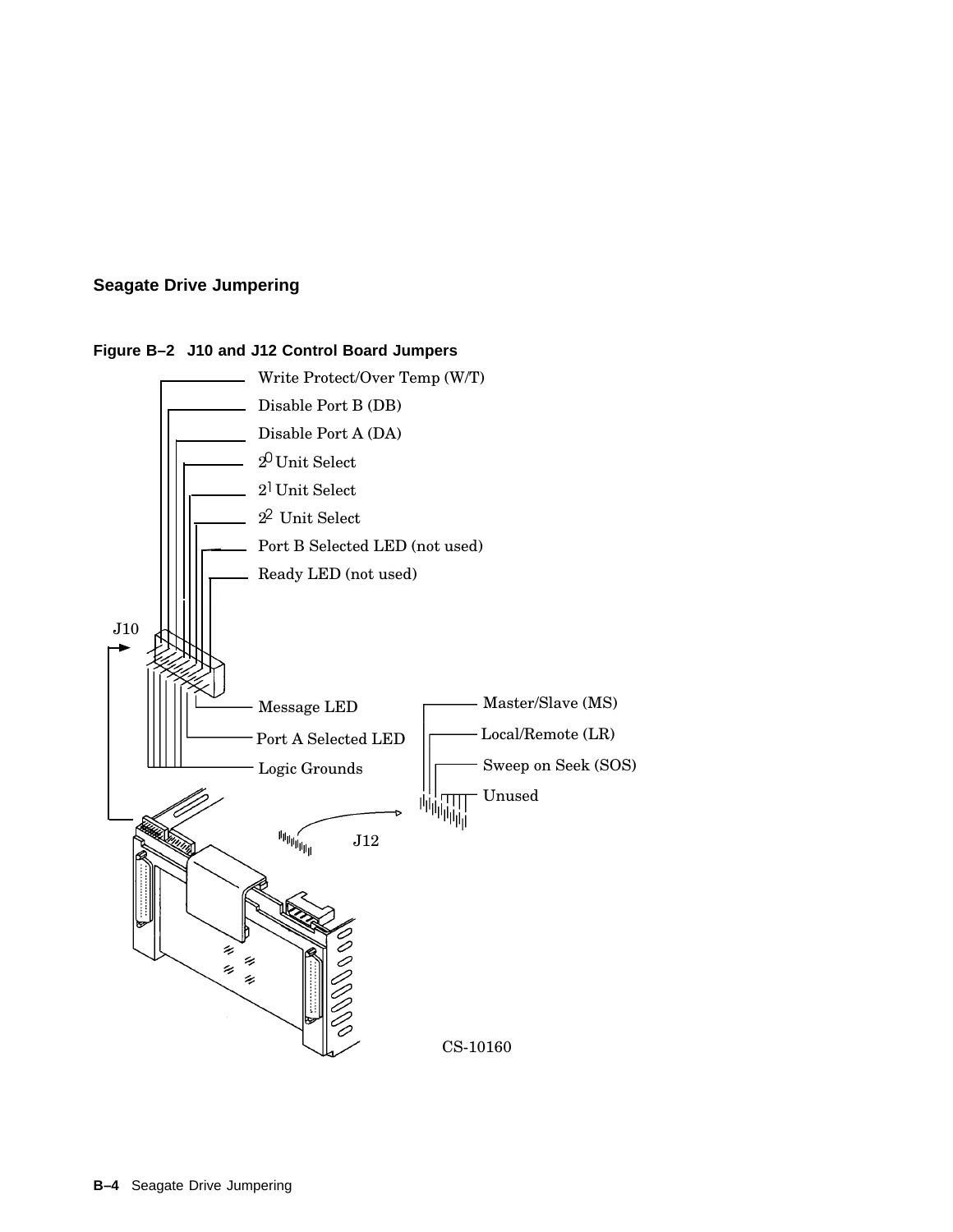## Seagate Drive Jumpering

**Figure B–2 J10 and J12 Control Board Jumpers**

Write Protect/Over Temp (W/T)

Disable Port B (DB)

Disable Port A (DA)

$2^0$ Unit Select

$2^1$ Unit Select

$2^2$ Unit Select

Port B Selected LED (not used)

Ready LED (not used)

J10

Message LED

Port A Selected LED

Logic Grounds

Master/Slave (MS)

Local/Remote (LR)

Sweep on Seek (SOS)

Unused

J12

CS-10160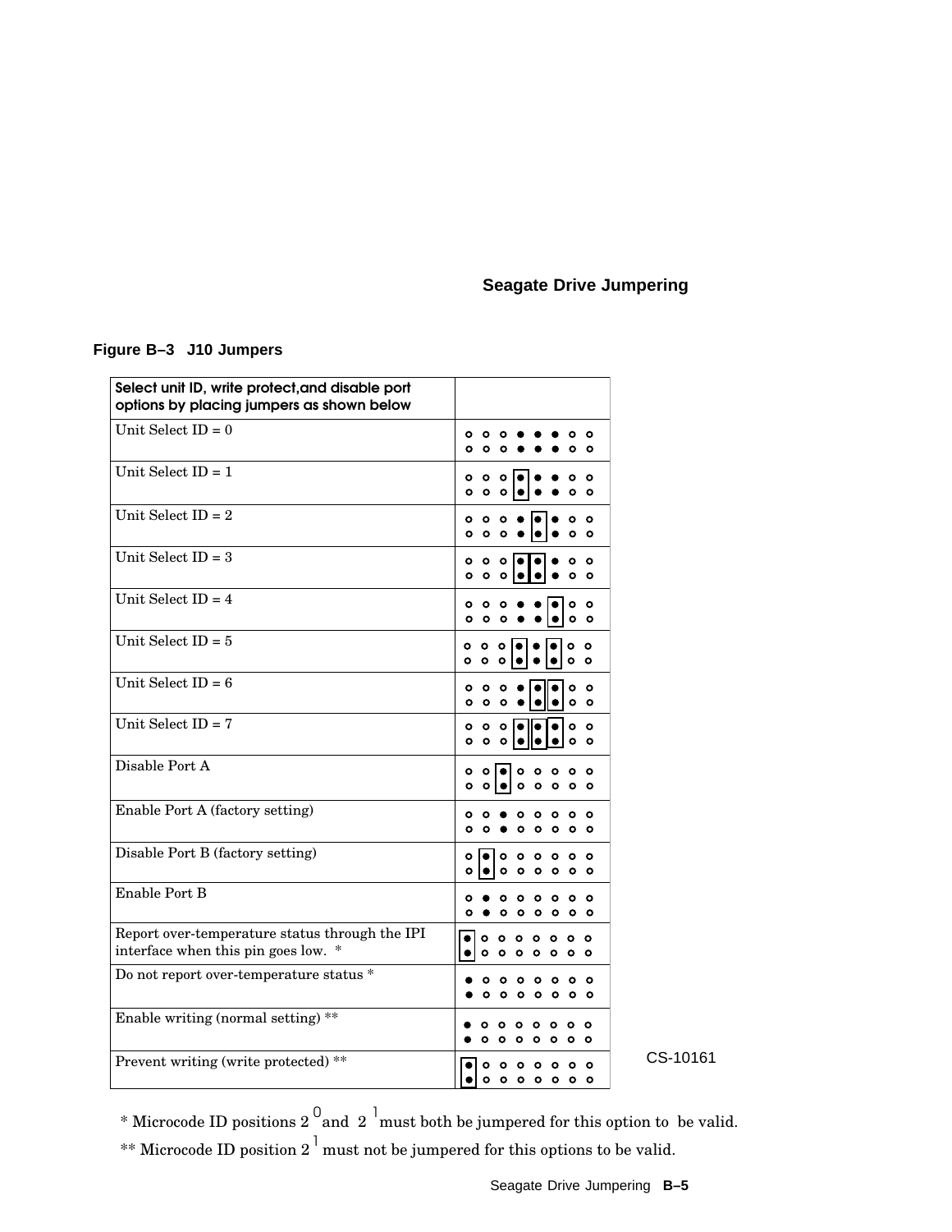**Figure B–3 J10 Jumpers**

| Select unit ID, write protect,and disable port options by placing jumpers as shown below | |
|---|---|
| Unit Select ID = 0 | |
| Unit Select ID = 1 | |
| Unit Select ID = 2 | |
| Unit Select ID = 3 | |
| Unit Select ID = 4 | |
| Unit Select ID = 5 | |
| Unit Select ID = 6 | |
| Unit Select ID = 7 | |
| Disable Port A | |
| Enable Port A (factory setting) | |
| Disable Port B (factory setting) | |
| Enable Port B | |
| Report over-temperature status through the IPI interface when this pin goes low. * | |
| Do not report over-temperature status * | |
| Enable writing (normal setting) ** | |
| Prevent writing (write protected) ** | |

CS-10161

* Microcode ID positions $2^0$ and $2^1$ must both be jumpered for this option to be valid.

** Microcode ID position $2^1$ must not be jumpered for this options to be valid.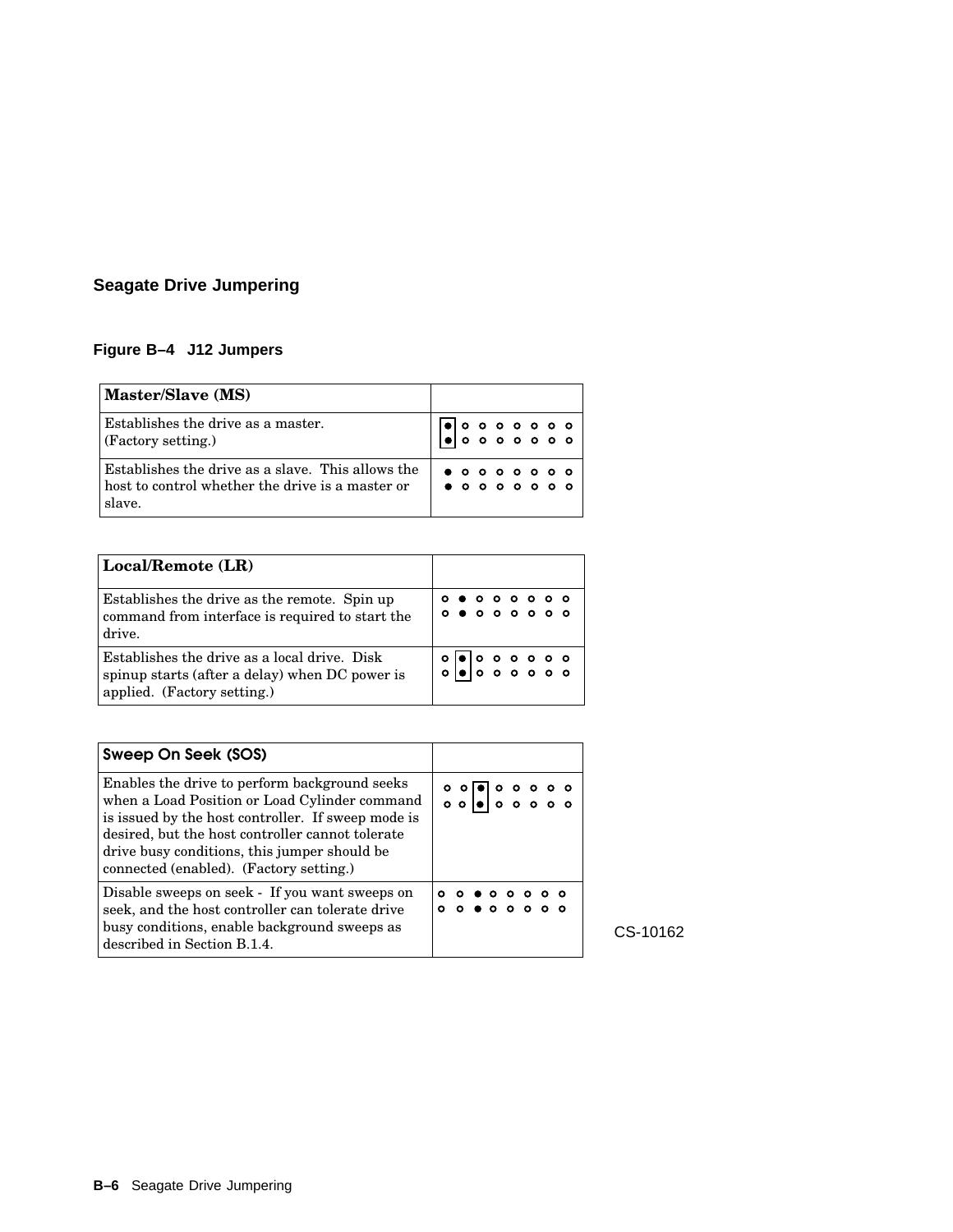## Seagate Drive Jumpering

### Figure B–4 J12 Jumpers

| Master/Slave (MS) | |
|---|---|
| Establishes the drive as a master. (Factory setting.) | |
| Establishes the drive as a slave. This allows the host to control whether the drive is a master or slave. | |

| Local/Remote (LR) | |
|---|---|
| Establishes the drive as the remote. Spin up command from interface is required to start the drive. | |
| Establishes the drive as a local drive. Disk spinup starts (after a delay) when DC power is applied. (Factory setting.) | |

| Sweep On Seek (SOS) | |
|---|---|
| Enables the drive to perform background seeks when a Load Position or Load Cylinder command is issued by the host controller. If sweep mode is desired, but the host controller cannot tolerate drive busy conditions, this jumper should be connected (enabled). (Factory setting.) | |
| Disable sweeps on seek - If you want sweeps on seek, and the host controller can tolerate drive busy conditions, enable background sweeps as described in Section B.1.4. | |

CS-10162